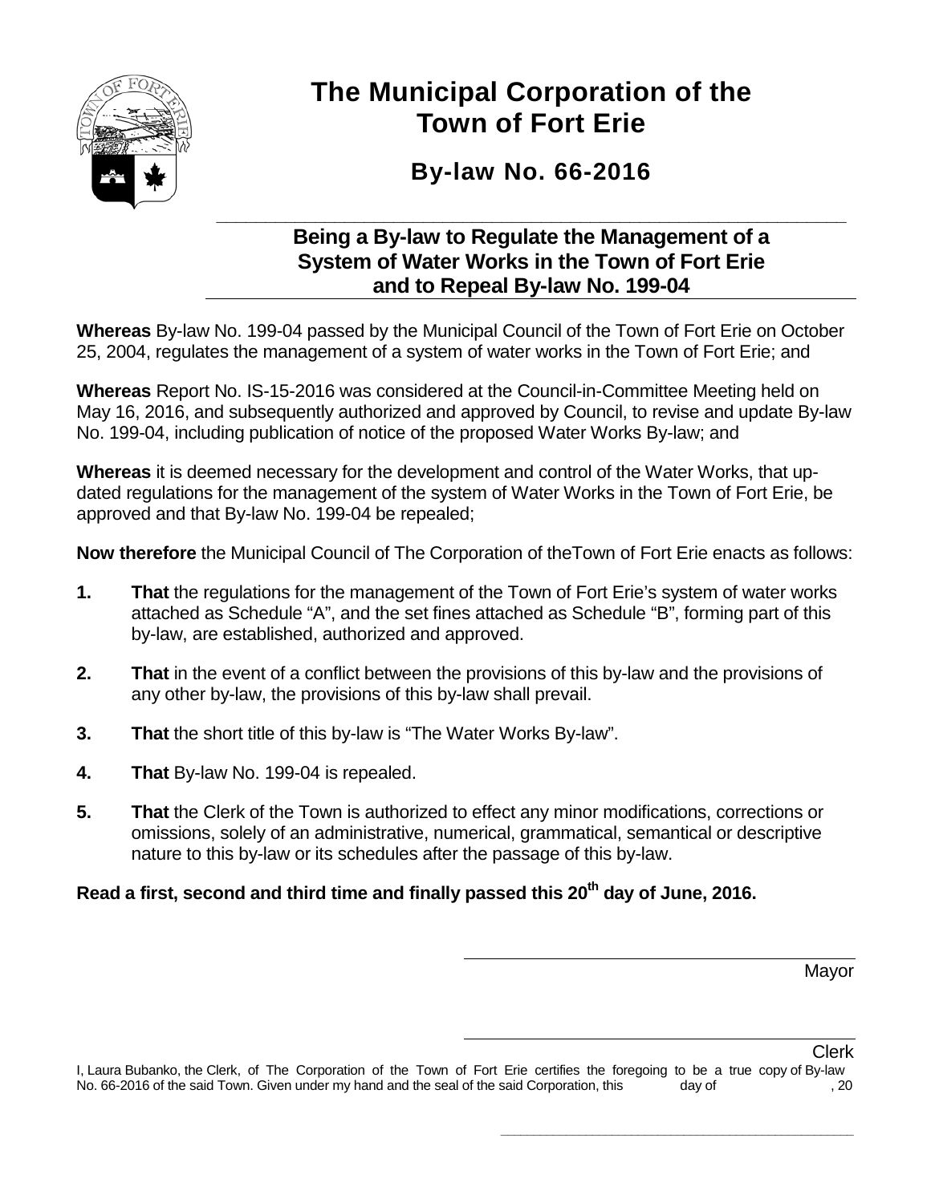# The Municipal Corporation of the Town of Fort Erie

## By-law No. 66-2016

### Being a By-law to Regulate the Management of a System of Water Works in the Town of Fort Erie and to Repeal By-law No. 199-04

**Whereas** By-law No. 199-04 passed by the Municipal Council of the Town of Fort Erie on October 25, 2004, regulates the management of a system of water works in the Town of Fort Erie; and

**Whereas** Report No. IS-15-2016 was considered at the Council-in-Committee Meeting held on May 16, 2016, and subsequently authorized and approved by Council, to revise and update By-law No. 199-04, including publication of notice of the proposed Water Works By-law; and

**Whereas** it is deemed necessary for the development and control of the Water Works, that up-dated regulations for the management of the system of Water Works in the Town of Fort Erie, be approved and that By-law No. 199-04 be repealed;

**Now therefore** the Municipal Council of The Corporation of theTown of Fort Erie enacts as follows:

**1.** **That** the regulations for the management of the Town of Fort Erie's system of water works attached as Schedule "A", and the set fines attached as Schedule "B", forming part of this by-law, are established, authorized and approved.

**2.** **That** in the event of a conflict between the provisions of this by-law and the provisions of any other by-law, the provisions of this by-law shall prevail.

**3.** **That** the short title of this by-law is "The Water Works By-law".

**4.** **That** By-law No. 199-04 is repealed.

**5.** **That** the Clerk of the Town is authorized to effect any minor modifications, corrections or omissions, solely of an administrative, numerical, grammatical, semantical or descriptive nature to this by-law or its schedules after the passage of this by-law.

**Read a first, second and third time and finally passed this 20th day of June, 2016.**

Mayor

Clerk

I, Laura Bubanko, the Clerk, of The Corporation of the Town of Fort Erie certifies the foregoing to be a true copy of By-law No. 66-2016 of the said Town. Given under my hand and the seal of the said Corporation, this day of , 20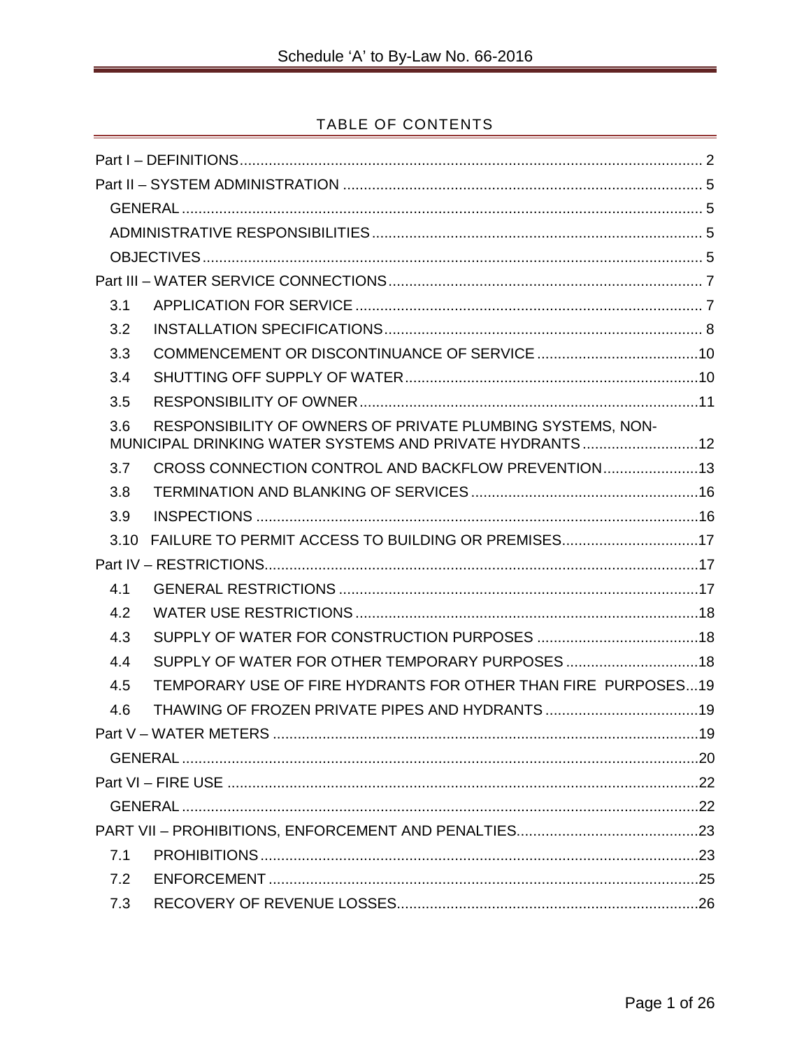## TABLE OF CONTENTS

Part I – DEFINITIONS ... 2

Part II – SYSTEM ADMINISTRATION ... 5

- GENERAL ... 5
- ADMINISTRATIVE RESPONSIBILITIES ... 5
- OBJECTIVES ... 5

Part III – WATER SERVICE CONNECTIONS ... 7

- 3.1 APPLICATION FOR SERVICE ... 7
- 3.2 INSTALLATION SPECIFICATIONS ... 8
- 3.3 COMMENCEMENT OR DISCONTINUANCE OF SERVICE ... 10
- 3.4 SHUTTING OFF SUPPLY OF WATER ... 10
- 3.5 RESPONSIBILITY OF OWNER ... 11
- 3.6 RESPONSIBILITY OF OWNERS OF PRIVATE PLUMBING SYSTEMS, NON-MUNICIPAL DRINKING WATER SYSTEMS AND PRIVATE HYDRANTS ... 12
- 3.7 CROSS CONNECTION CONTROL AND BACKFLOW PREVENTION ... 13
- 3.8 TERMINATION AND BLANKING OF SERVICES ... 16
- 3.9 INSPECTIONS ... 16
- 3.10 FAILURE TO PERMIT ACCESS TO BUILDING OR PREMISES ... 17

Part IV – RESTRICTIONS ... 17

- 4.1 GENERAL RESTRICTIONS ... 17
- 4.2 WATER USE RESTRICTIONS ... 18
- 4.3 SUPPLY OF WATER FOR CONSTRUCTION PURPOSES ... 18
- 4.4 SUPPLY OF WATER FOR OTHER TEMPORARY PURPOSES ... 18
- 4.5 TEMPORARY USE OF FIRE HYDRANTS FOR OTHER THAN FIRE PURPOSES ... 19
- 4.6 THAWING OF FROZEN PRIVATE PIPES AND HYDRANTS ... 19

Part V – WATER METERS ... 19

- GENERAL ... 20

Part VI – FIRE USE ... 22

- GENERAL ... 22

PART VII – PROHIBITIONS, ENFORCEMENT AND PENALTIES ... 23

- 7.1 PROHIBITIONS ... 23
- 7.2 ENFORCEMENT ... 25
- 7.3 RECOVERY OF REVENUE LOSSES ... 26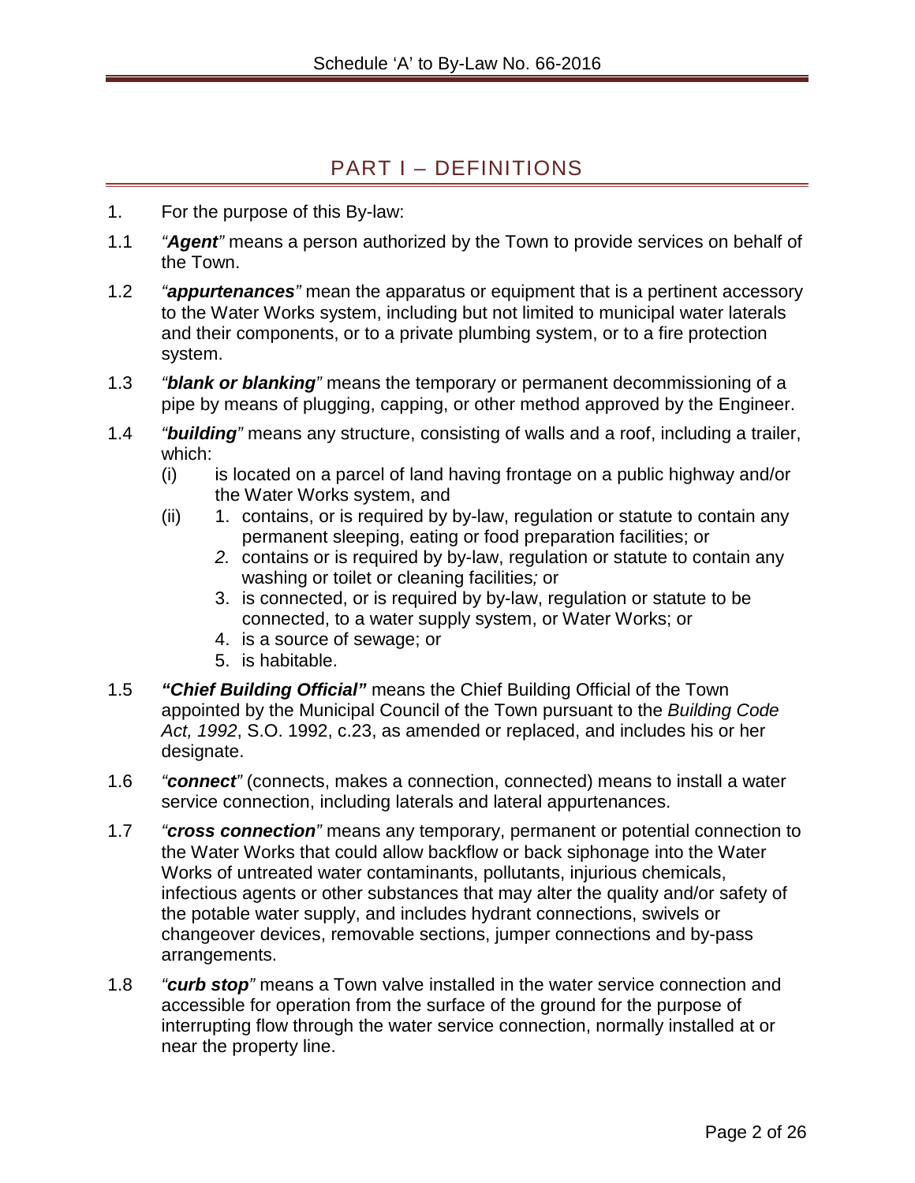# PART I – DEFINITIONS

1. For the purpose of this By-law:

1.1 *"**Agent**"* means a person authorized by the Town to provide services on behalf of the Town.

1.2 *"**appurtenances**"* mean the apparatus or equipment that is a pertinent accessory to the Water Works system, including but not limited to municipal water laterals and their components, or to a private plumbing system, or to a fire protection system.

1.3 *"**blank or blanking**"* means the temporary or permanent decommissioning of a pipe by means of plugging, capping, or other method approved by the Engineer.

1.4 *"**building**"* means any structure, consisting of walls and a roof, including a trailer, which:
   - (i) is located on a parcel of land having frontage on a public highway and/or the Water Works system, and
   - (ii)
     1. contains, or is required by by-law, regulation or statute to contain any permanent sleeping, eating or food preparation facilities; or
     2. contains or is required by by-law, regulation or statute to contain any washing or toilet or cleaning facilities; or
     3. is connected, or is required by by-law, regulation or statute to be connected, to a water supply system, or Water Works; or
     4. is a source of sewage; or
     5. is habitable.

1.5 ***"Chief Building Official"*** means the Chief Building Official of the Town appointed by the Municipal Council of the Town pursuant to the *Building Code Act, 1992*, S.O. 1992, c.23, as amended or replaced, and includes his or her designate.

1.6 *"**connect**"* (connects, makes a connection, connected) means to install a water service connection, including laterals and lateral appurtenances.

1.7 *"**cross connection**"* means any temporary, permanent or potential connection to the Water Works that could allow backflow or back siphonage into the Water Works of untreated water contaminants, pollutants, injurious chemicals, infectious agents or other substances that may alter the quality and/or safety of the potable water supply, and includes hydrant connections, swivels or changeover devices, removable sections, jumper connections and by-pass arrangements.

1.8 *"**curb stop**"* means a Town valve installed in the water service connection and accessible for operation from the surface of the ground for the purpose of interrupting flow through the water service connection, normally installed at or near the property line.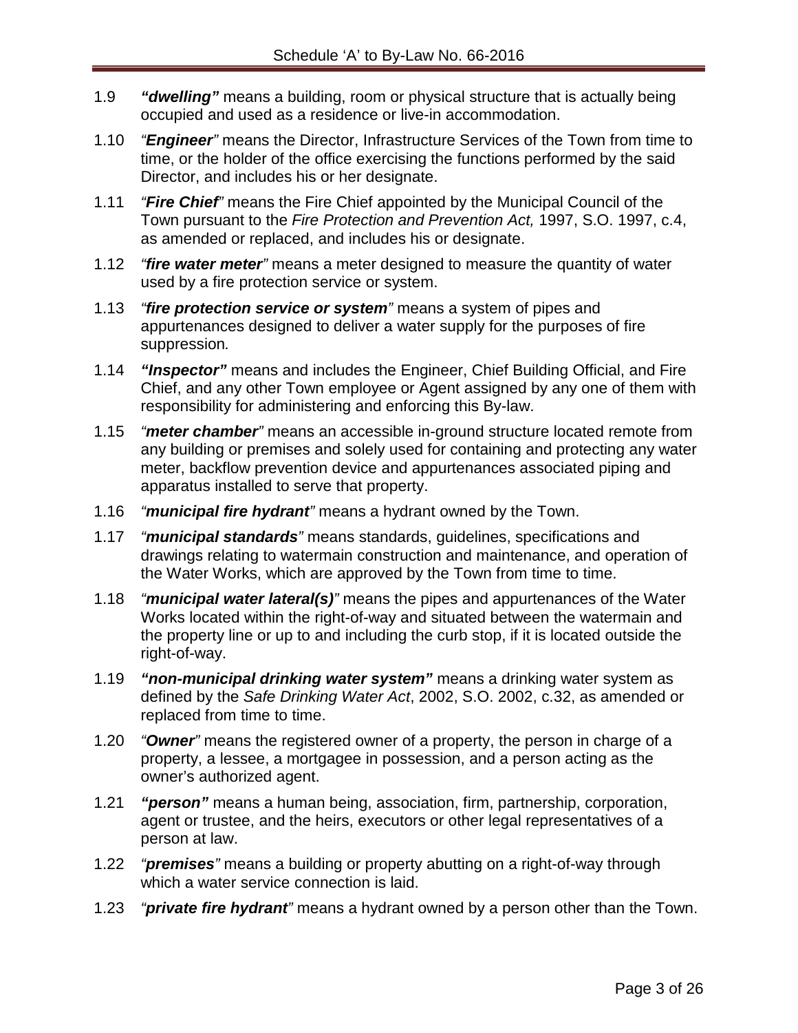1.9 ***"dwelling"*** means a building, room or physical structure that is actually being occupied and used as a residence or live-in accommodation.

1.10 *"**Engineer**"* means the Director, Infrastructure Services of the Town from time to time, or the holder of the office exercising the functions performed by the said Director, and includes his or her designate.

1.11 *"**Fire Chief**"* means the Fire Chief appointed by the Municipal Council of the Town pursuant to the *Fire Protection and Prevention Act,* 1997, S.O. 1997, c.4, as amended or replaced, and includes his or designate.

1.12 *"**fire water meter**"* means a meter designed to measure the quantity of water used by a fire protection service or system.

1.13 *"**fire protection service or system**"* means a system of pipes and appurtenances designed to deliver a water supply for the purposes of fire suppression*.*

1.14 ***"Inspector"*** means and includes the Engineer, Chief Building Official, and Fire Chief, and any other Town employee or Agent assigned by any one of them with responsibility for administering and enforcing this By-law.

1.15 *"**meter chamber**"* means an accessible in-ground structure located remote from any building or premises and solely used for containing and protecting any water meter, backflow prevention device and appurtenances associated piping and apparatus installed to serve that property.

1.16 *"**municipal fire hydrant**"* means a hydrant owned by the Town.

1.17 *"**municipal standards**"* means standards, guidelines, specifications and drawings relating to watermain construction and maintenance, and operation of the Water Works, which are approved by the Town from time to time.

1.18 *"**municipal water lateral(s)**"* means the pipes and appurtenances of the Water Works located within the right-of-way and situated between the watermain and the property line or up to and including the curb stop, if it is located outside the right-of-way.

1.19 ***"non-municipal drinking water system"*** means a drinking water system as defined by the *Safe Drinking Water Act*, 2002, S.O. 2002, c.32, as amended or replaced from time to time.

1.20 *"**Owner**"* means the registered owner of a property, the person in charge of a property, a lessee, a mortgagee in possession, and a person acting as the owner's authorized agent.

1.21 ***"person"*** means a human being, association, firm, partnership, corporation, agent or trustee, and the heirs, executors or other legal representatives of a person at law.

1.22 *"**premises**"* means a building or property abutting on a right-of-way through which a water service connection is laid.

1.23 *"**private fire hydrant**"* means a hydrant owned by a person other than the Town.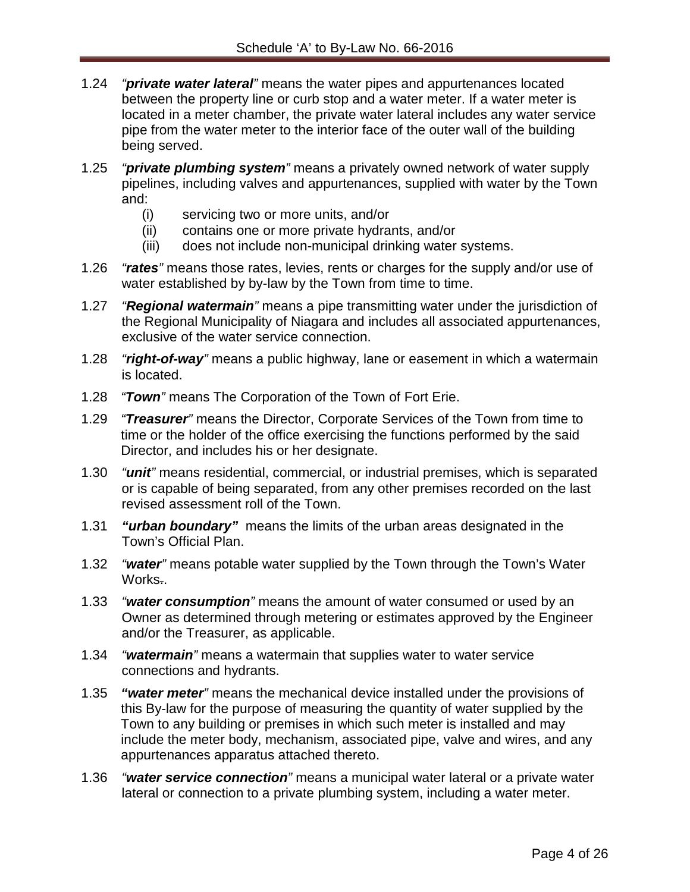1.24 *"**private water lateral**"* means the water pipes and appurtenances located between the property line or curb stop and a water meter. If a water meter is located in a meter chamber, the private water lateral includes any water service pipe from the water meter to the interior face of the outer wall of the building being served.

1.25 *"**private plumbing system**"* means a privately owned network of water supply pipelines, including valves and appurtenances, supplied with water by the Town and:

   (i) servicing two or more units, and/or
   (ii) contains one or more private hydrants, and/or
   (iii) does not include non-municipal drinking water systems.

1.26 *"**rates**"* means those rates, levies, rents or charges for the supply and/or use of water established by by-law by the Town from time to time.

1.27 *"**Regional watermain**"* means a pipe transmitting water under the jurisdiction of the Regional Municipality of Niagara and includes all associated appurtenances, exclusive of the water service connection.

1.28 *"**right-of-way**"* means a public highway, lane or easement in which a watermain is located.

1.28 "***Town***" means The Corporation of the Town of Fort Erie.

1.29 "***Treasurer***" means the Director, Corporate Services of the Town from time to time or the holder of the office exercising the functions performed by the said Director, and includes his or her designate.

1.30 *"**unit**"* means residential, commercial, or industrial premises, which is separated or is capable of being separated, from any other premises recorded on the last revised assessment roll of the Town.

1.31 ***"urban boundary"*** means the limits of the urban areas designated in the Town's Official Plan.

1.32 *"**water**"* means potable water supplied by the Town through the Town's Water Works..

1.33 *"**water consumption**"* means the amount of water consumed or used by an Owner as determined through metering or estimates approved by the Engineer and/or the Treasurer, as applicable.

1.34 *"**watermain**"* means a watermain that supplies water to water service connections and hydrants.

1.35 ***"water meter"*** means the mechanical device installed under the provisions of this By-law for the purpose of measuring the quantity of water supplied by the Town to any building or premises in which such meter is installed and may include the meter body, mechanism, associated pipe, valve and wires, and any appurtenances apparatus attached thereto.

1.36 *"**water service connection**"* means a municipal water lateral or a private water lateral or connection to a private plumbing system, including a water meter.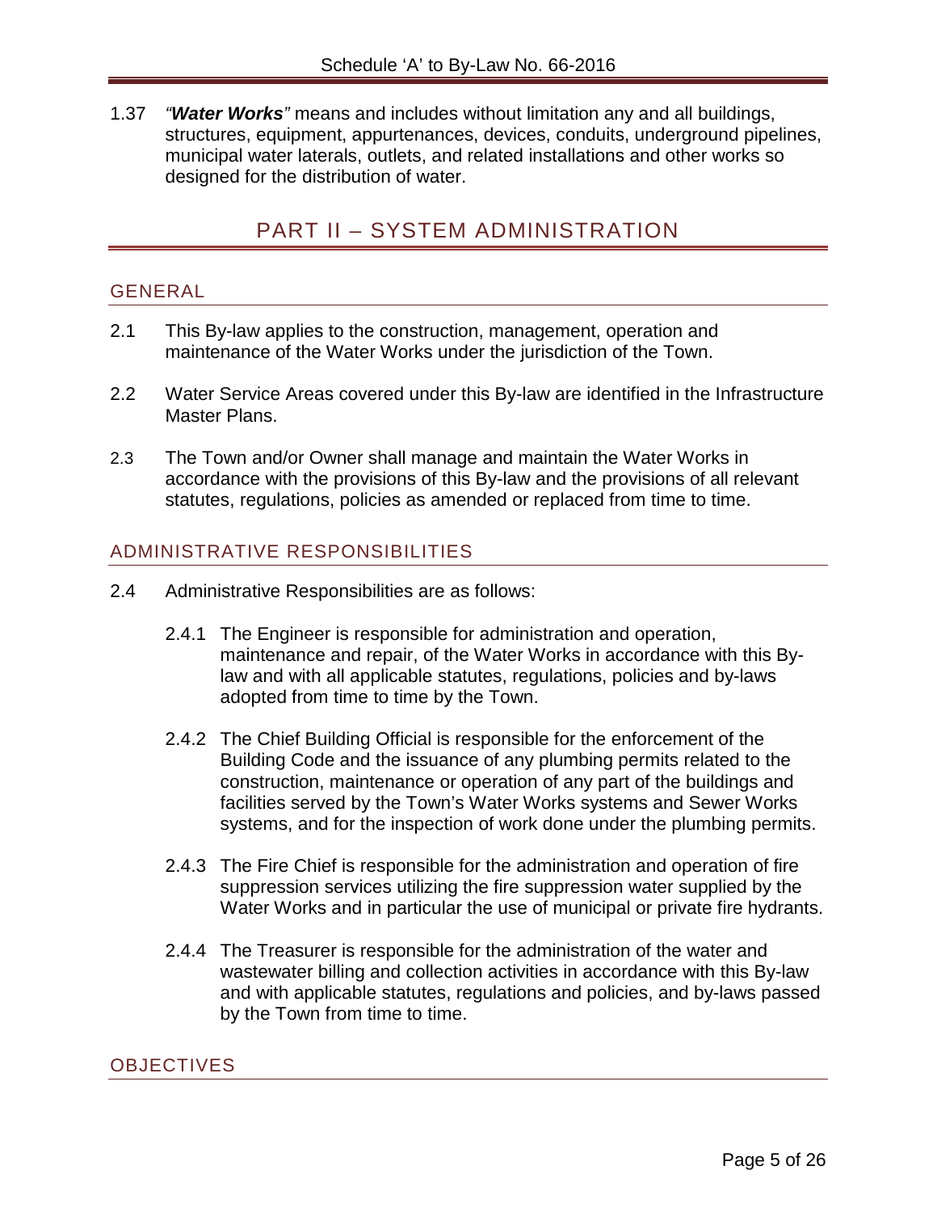1.37 *"**Water Works**"* means and includes without limitation any and all buildings, structures, equipment, appurtenances, devices, conduits, underground pipelines, municipal water laterals, outlets, and related installations and other works so designed for the distribution of water.

# PART II – SYSTEM ADMINISTRATION

## GENERAL

2.1 This By-law applies to the construction, management, operation and maintenance of the Water Works under the jurisdiction of the Town.

2.2 Water Service Areas covered under this By-law are identified in the Infrastructure Master Plans.

2.3 The Town and/or Owner shall manage and maintain the Water Works in accordance with the provisions of this By-law and the provisions of all relevant statutes, regulations, policies as amended or replaced from time to time.

## ADMINISTRATIVE RESPONSIBILITIES

2.4 Administrative Responsibilities are as follows:

2.4.1 The Engineer is responsible for administration and operation, maintenance and repair, of the Water Works in accordance with this By-law and with all applicable statutes, regulations, policies and by-laws adopted from time to time by the Town.

2.4.2 The Chief Building Official is responsible for the enforcement of the Building Code and the issuance of any plumbing permits related to the construction, maintenance or operation of any part of the buildings and facilities served by the Town's Water Works systems and Sewer Works systems, and for the inspection of work done under the plumbing permits.

2.4.3 The Fire Chief is responsible for the administration and operation of fire suppression services utilizing the fire suppression water supplied by the Water Works and in particular the use of municipal or private fire hydrants.

2.4.4 The Treasurer is responsible for the administration of the water and wastewater billing and collection activities in accordance with this By-law and with applicable statutes, regulations and policies, and by-laws passed by the Town from time to time.

## OBJECTIVES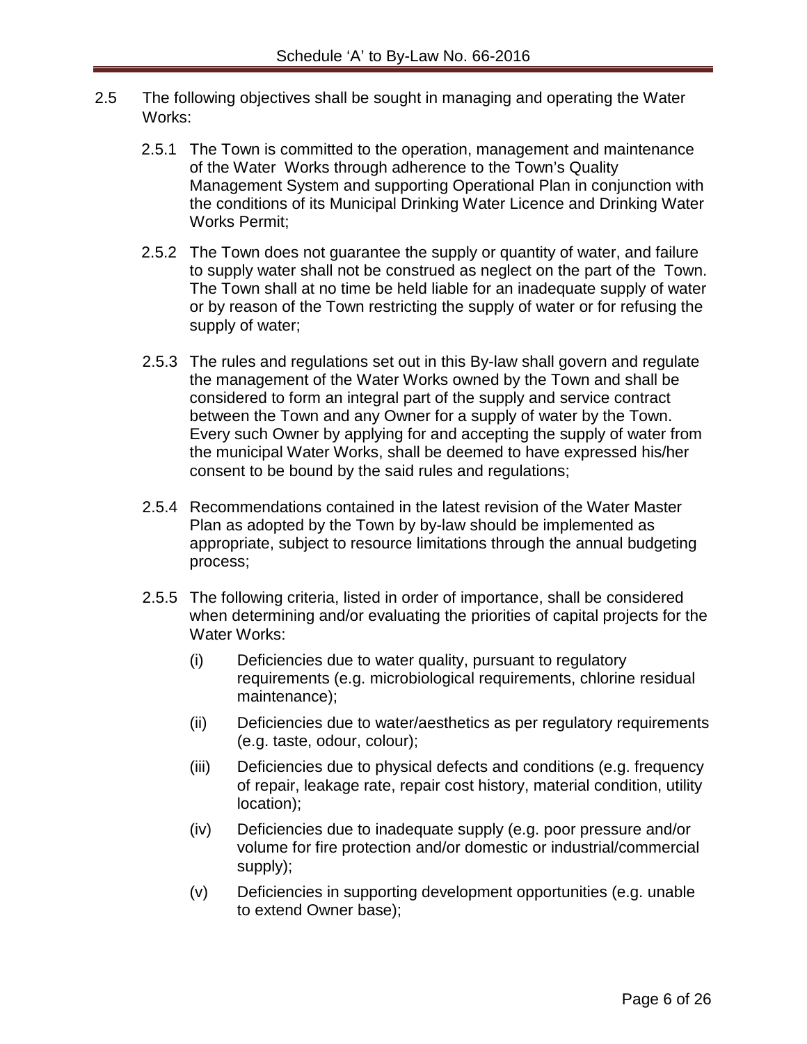2.5 The following objectives shall be sought in managing and operating the Water Works:

2.5.1 The Town is committed to the operation, management and maintenance of the Water Works through adherence to the Town's Quality Management System and supporting Operational Plan in conjunction with the conditions of its Municipal Drinking Water Licence and Drinking Water Works Permit;

2.5.2 The Town does not guarantee the supply or quantity of water, and failure to supply water shall not be construed as neglect on the part of the Town. The Town shall at no time be held liable for an inadequate supply of water or by reason of the Town restricting the supply of water or for refusing the supply of water;

2.5.3 The rules and regulations set out in this By-law shall govern and regulate the management of the Water Works owned by the Town and shall be considered to form an integral part of the supply and service contract between the Town and any Owner for a supply of water by the Town. Every such Owner by applying for and accepting the supply of water from the municipal Water Works, shall be deemed to have expressed his/her consent to be bound by the said rules and regulations;

2.5.4 Recommendations contained in the latest revision of the Water Master Plan as adopted by the Town by by-law should be implemented as appropriate, subject to resource limitations through the annual budgeting process;

2.5.5 The following criteria, listed in order of importance, shall be considered when determining and/or evaluating the priorities of capital projects for the Water Works:

(i) Deficiencies due to water quality, pursuant to regulatory requirements (e.g. microbiological requirements, chlorine residual maintenance);

(ii) Deficiencies due to water/aesthetics as per regulatory requirements (e.g. taste, odour, colour);

(iii) Deficiencies due to physical defects and conditions (e.g. frequency of repair, leakage rate, repair cost history, material condition, utility location);

(iv) Deficiencies due to inadequate supply (e.g. poor pressure and/or volume for fire protection and/or domestic or industrial/commercial supply);

(v) Deficiencies in supporting development opportunities (e.g. unable to extend Owner base);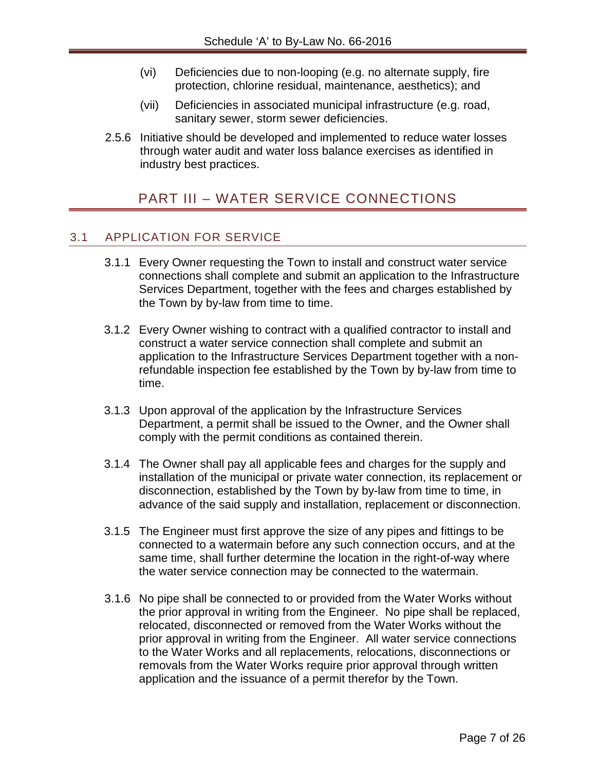(vi) Deficiencies due to non-looping (e.g. no alternate supply, fire protection, chlorine residual, maintenance, aesthetics); and

(vii) Deficiencies in associated municipal infrastructure (e.g. road, sanitary sewer, storm sewer deficiencies.

2.5.6 Initiative should be developed and implemented to reduce water losses through water audit and water loss balance exercises as identified in industry best practices.

# PART III – WATER SERVICE CONNECTIONS

## 3.1 APPLICATION FOR SERVICE

3.1.1 Every Owner requesting the Town to install and construct water service connections shall complete and submit an application to the Infrastructure Services Department, together with the fees and charges established by the Town by by-law from time to time.

3.1.2 Every Owner wishing to contract with a qualified contractor to install and construct a water service connection shall complete and submit an application to the Infrastructure Services Department together with a non-refundable inspection fee established by the Town by by-law from time to time.

3.1.3 Upon approval of the application by the Infrastructure Services Department, a permit shall be issued to the Owner, and the Owner shall comply with the permit conditions as contained therein.

3.1.4 The Owner shall pay all applicable fees and charges for the supply and installation of the municipal or private water connection, its replacement or disconnection, established by the Town by by-law from time to time, in advance of the said supply and installation, replacement or disconnection.

3.1.5 The Engineer must first approve the size of any pipes and fittings to be connected to a watermain before any such connection occurs, and at the same time, shall further determine the location in the right-of-way where the water service connection may be connected to the watermain.

3.1.6 No pipe shall be connected to or provided from the Water Works without the prior approval in writing from the Engineer. No pipe shall be replaced, relocated, disconnected or removed from the Water Works without the prior approval in writing from the Engineer. All water service connections to the Water Works and all replacements, relocations, disconnections or removals from the Water Works require prior approval through written application and the issuance of a permit therefor by the Town.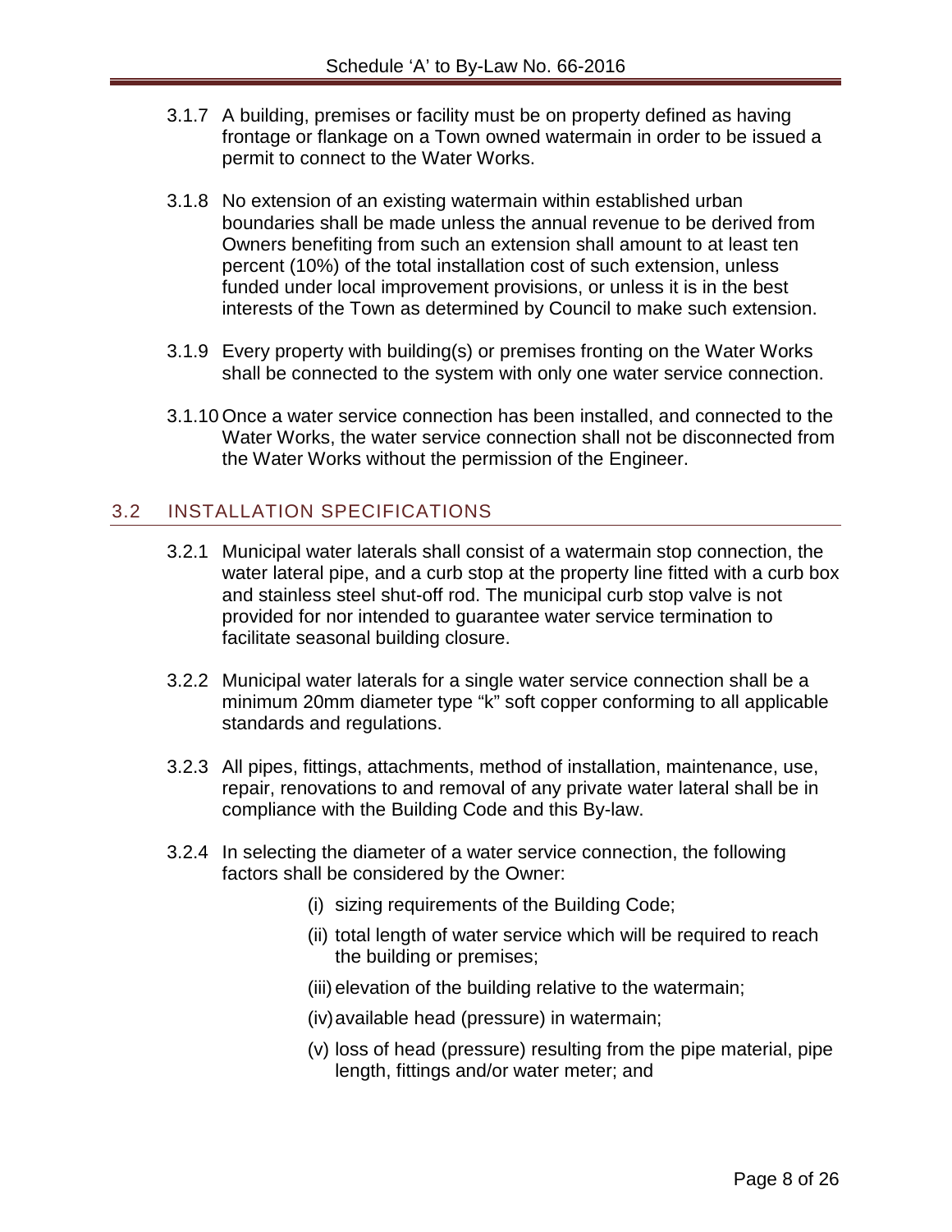3.1.7 A building, premises or facility must be on property defined as having frontage or flankage on a Town owned watermain in order to be issued a permit to connect to the Water Works.

3.1.8 No extension of an existing watermain within established urban boundaries shall be made unless the annual revenue to be derived from Owners benefiting from such an extension shall amount to at least ten percent (10%) of the total installation cost of such extension, unless funded under local improvement provisions, or unless it is in the best interests of the Town as determined by Council to make such extension.

3.1.9 Every property with building(s) or premises fronting on the Water Works shall be connected to the system with only one water service connection.

3.1.10 Once a water service connection has been installed, and connected to the Water Works, the water service connection shall not be disconnected from the Water Works without the permission of the Engineer.

## 3.2 INSTALLATION SPECIFICATIONS

3.2.1 Municipal water laterals shall consist of a watermain stop connection, the water lateral pipe, and a curb stop at the property line fitted with a curb box and stainless steel shut-off rod. The municipal curb stop valve is not provided for nor intended to guarantee water service termination to facilitate seasonal building closure.

3.2.2 Municipal water laterals for a single water service connection shall be a minimum 20mm diameter type "k" soft copper conforming to all applicable standards and regulations.

3.2.3 All pipes, fittings, attachments, method of installation, maintenance, use, repair, renovations to and removal of any private water lateral shall be in compliance with the Building Code and this By-law.

3.2.4 In selecting the diameter of a water service connection, the following factors shall be considered by the Owner:

- (i) sizing requirements of the Building Code;
- (ii) total length of water service which will be required to reach the building or premises;
- (iii) elevation of the building relative to the watermain;
- (iv) available head (pressure) in watermain;
- (v) loss of head (pressure) resulting from the pipe material, pipe length, fittings and/or water meter; and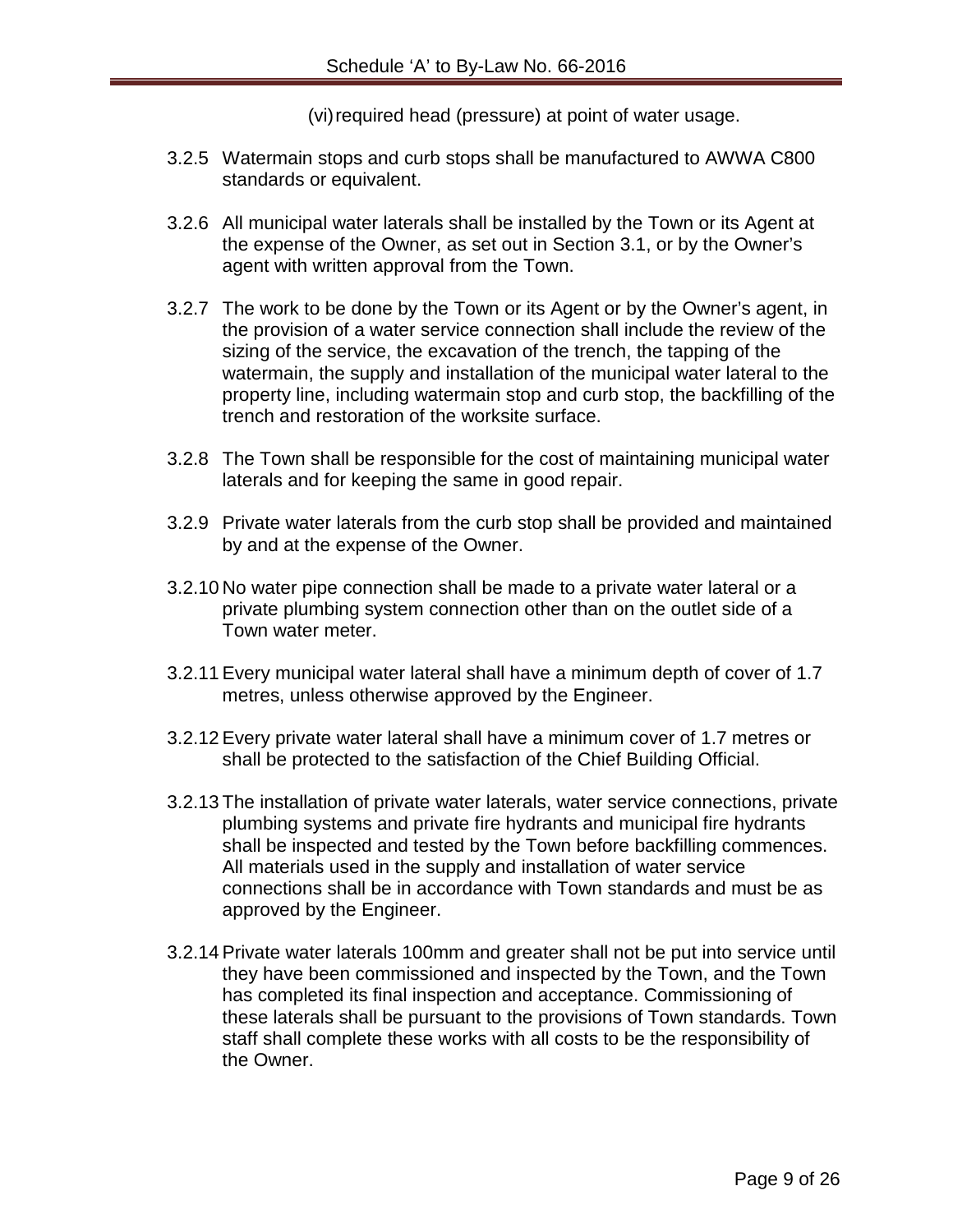(vi) required head (pressure) at point of water usage.

3.2.5 Watermain stops and curb stops shall be manufactured to AWWA C800 standards or equivalent.

3.2.6 All municipal water laterals shall be installed by the Town or its Agent at the expense of the Owner, as set out in Section 3.1, or by the Owner's agent with written approval from the Town.

3.2.7 The work to be done by the Town or its Agent or by the Owner's agent, in the provision of a water service connection shall include the review of the sizing of the service, the excavation of the trench, the tapping of the watermain, the supply and installation of the municipal water lateral to the property line, including watermain stop and curb stop, the backfilling of the trench and restoration of the worksite surface.

3.2.8 The Town shall be responsible for the cost of maintaining municipal water laterals and for keeping the same in good repair.

3.2.9 Private water laterals from the curb stop shall be provided and maintained by and at the expense of the Owner.

3.2.10 No water pipe connection shall be made to a private water lateral or a private plumbing system connection other than on the outlet side of a Town water meter.

3.2.11 Every municipal water lateral shall have a minimum depth of cover of 1.7 metres, unless otherwise approved by the Engineer.

3.2.12 Every private water lateral shall have a minimum cover of 1.7 metres or shall be protected to the satisfaction of the Chief Building Official.

3.2.13 The installation of private water laterals, water service connections, private plumbing systems and private fire hydrants and municipal fire hydrants shall be inspected and tested by the Town before backfilling commences. All materials used in the supply and installation of water service connections shall be in accordance with Town standards and must be as approved by the Engineer.

3.2.14 Private water laterals 100mm and greater shall not be put into service until they have been commissioned and inspected by the Town, and the Town has completed its final inspection and acceptance. Commissioning of these laterals shall be pursuant to the provisions of Town standards. Town staff shall complete these works with all costs to be the responsibility of the Owner.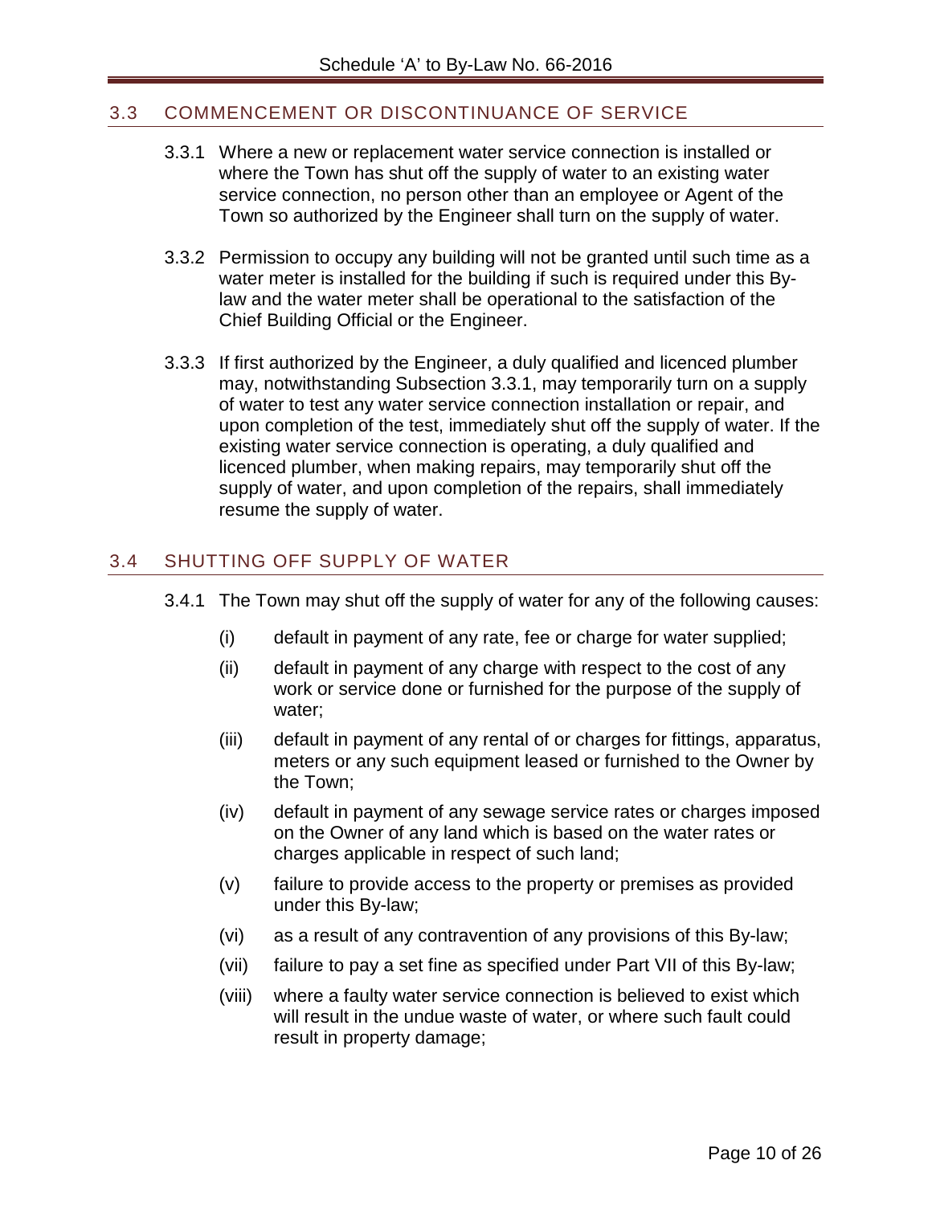## 3.3 COMMENCEMENT OR DISCONTINUANCE OF SERVICE

3.3.1 Where a new or replacement water service connection is installed or where the Town has shut off the supply of water to an existing water service connection, no person other than an employee or Agent of the Town so authorized by the Engineer shall turn on the supply of water.

3.3.2 Permission to occupy any building will not be granted until such time as a water meter is installed for the building if such is required under this By-law and the water meter shall be operational to the satisfaction of the Chief Building Official or the Engineer.

3.3.3 If first authorized by the Engineer, a duly qualified and licenced plumber may, notwithstanding Subsection 3.3.1, may temporarily turn on a supply of water to test any water service connection installation or repair, and upon completion of the test, immediately shut off the supply of water. If the existing water service connection is operating, a duly qualified and licenced plumber, when making repairs, may temporarily shut off the supply of water, and upon completion of the repairs, shall immediately resume the supply of water.

## 3.4 SHUTTING OFF SUPPLY OF WATER

3.4.1 The Town may shut off the supply of water for any of the following causes:

(i) default in payment of any rate, fee or charge for water supplied;

(ii) default in payment of any charge with respect to the cost of any work or service done or furnished for the purpose of the supply of water;

(iii) default in payment of any rental of or charges for fittings, apparatus, meters or any such equipment leased or furnished to the Owner by the Town;

(iv) default in payment of any sewage service rates or charges imposed on the Owner of any land which is based on the water rates or charges applicable in respect of such land;

(v) failure to provide access to the property or premises as provided under this By-law;

(vi) as a result of any contravention of any provisions of this By-law;

(vii) failure to pay a set fine as specified under Part VII of this By-law;

(viii) where a faulty water service connection is believed to exist which will result in the undue waste of water, or where such fault could result in property damage;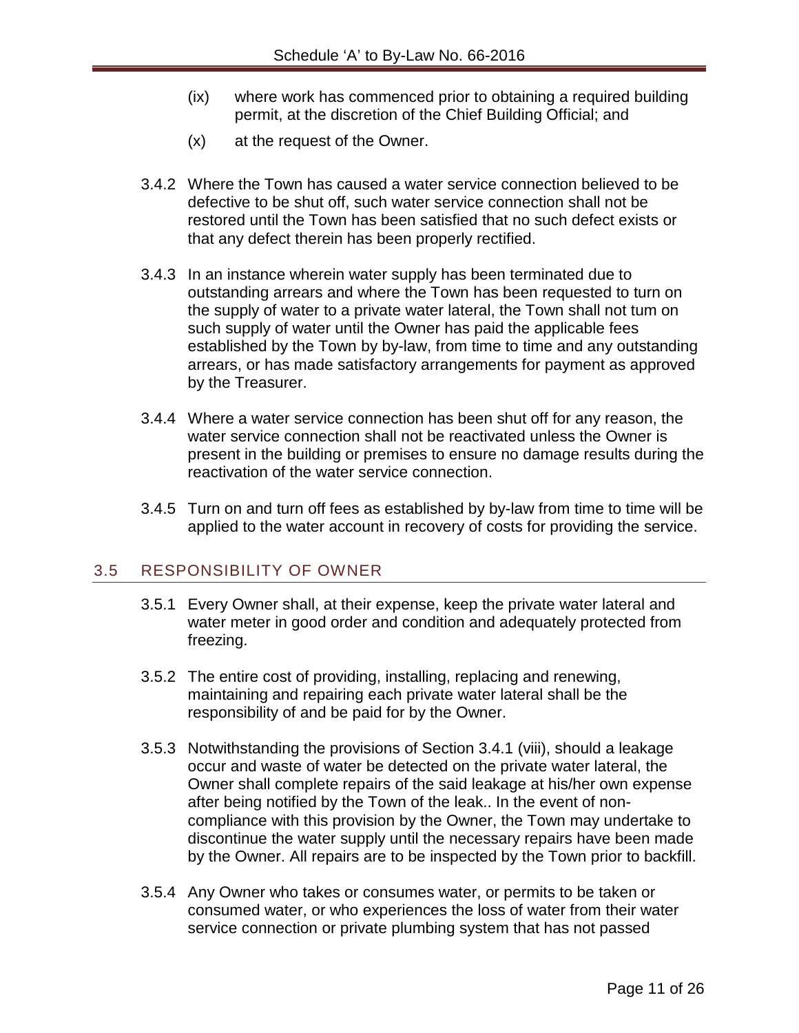(ix) where work has commenced prior to obtaining a required building permit, at the discretion of the Chief Building Official; and

(x) at the request of the Owner.

3.4.2 Where the Town has caused a water service connection believed to be defective to be shut off, such water service connection shall not be restored until the Town has been satisfied that no such defect exists or that any defect therein has been properly rectified.

3.4.3 In an instance wherein water supply has been terminated due to outstanding arrears and where the Town has been requested to turn on the supply of water to a private water lateral, the Town shall not tum on such supply of water until the Owner has paid the applicable fees established by the Town by by-law, from time to time and any outstanding arrears, or has made satisfactory arrangements for payment as approved by the Treasurer.

3.4.4 Where a water service connection has been shut off for any reason, the water service connection shall not be reactivated unless the Owner is present in the building or premises to ensure no damage results during the reactivation of the water service connection.

3.4.5 Turn on and turn off fees as established by by-law from time to time will be applied to the water account in recovery of costs for providing the service.

## 3.5 RESPONSIBILITY OF OWNER

3.5.1 Every Owner shall, at their expense, keep the private water lateral and water meter in good order and condition and adequately protected from freezing.

3.5.2 The entire cost of providing, installing, replacing and renewing, maintaining and repairing each private water lateral shall be the responsibility of and be paid for by the Owner.

3.5.3 Notwithstanding the provisions of Section 3.4.1 (viii), should a leakage occur and waste of water be detected on the private water lateral, the Owner shall complete repairs of the said leakage at his/her own expense after being notified by the Town of the leak.. In the event of non-compliance with this provision by the Owner, the Town may undertake to discontinue the water supply until the necessary repairs have been made by the Owner. All repairs are to be inspected by the Town prior to backfill.

3.5.4 Any Owner who takes or consumes water, or permits to be taken or consumed water, or who experiences the loss of water from their water service connection or private plumbing system that has not passed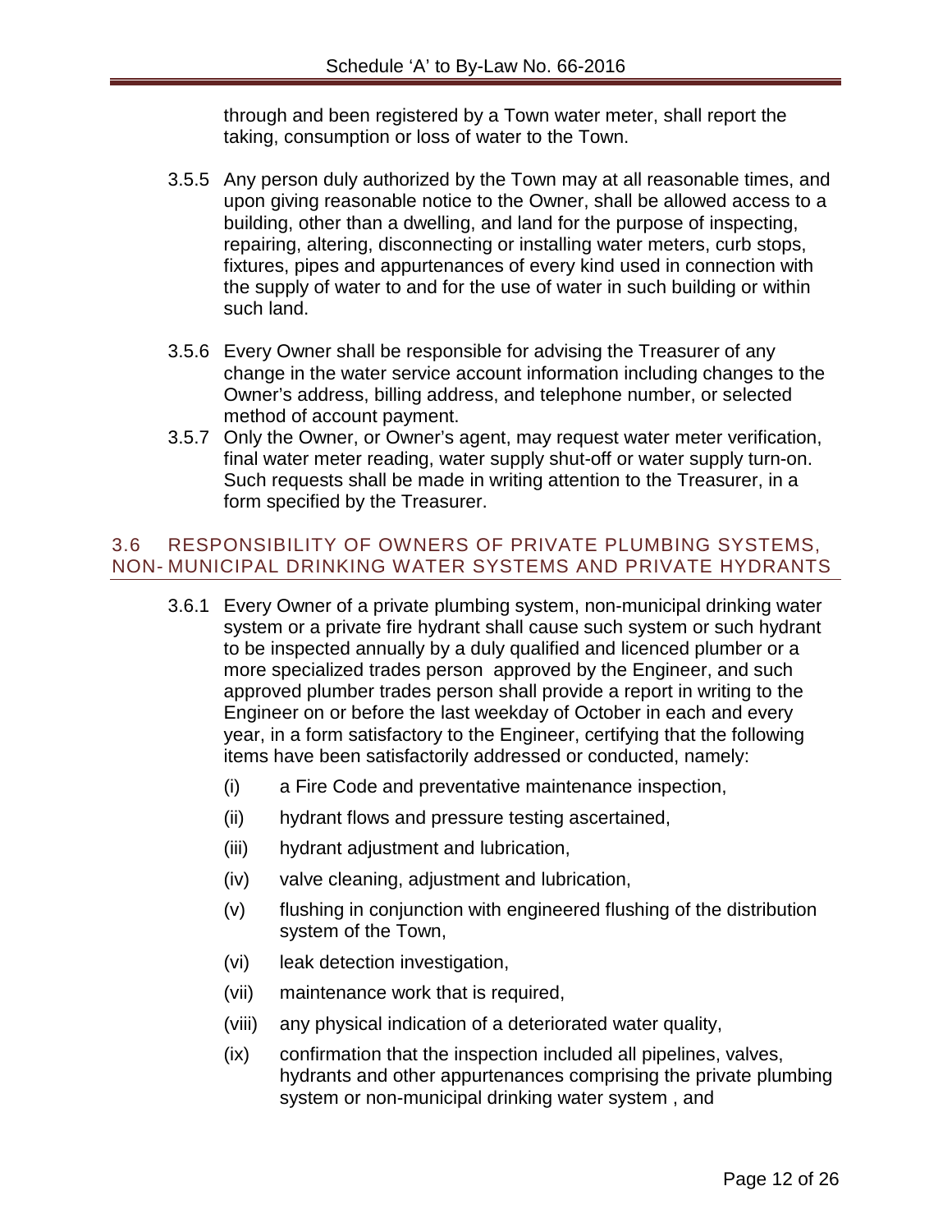through and been registered by a Town water meter, shall report the taking, consumption or loss of water to the Town.

3.5.5 Any person duly authorized by the Town may at all reasonable times, and upon giving reasonable notice to the Owner, shall be allowed access to a building, other than a dwelling, and land for the purpose of inspecting, repairing, altering, disconnecting or installing water meters, curb stops, fixtures, pipes and appurtenances of every kind used in connection with the supply of water to and for the use of water in such building or within such land.

3.5.6 Every Owner shall be responsible for advising the Treasurer of any change in the water service account information including changes to the Owner's address, billing address, and telephone number, or selected method of account payment.

3.5.7 Only the Owner, or Owner's agent, may request water meter verification, final water meter reading, water supply shut-off or water supply turn-on. Such requests shall be made in writing attention to the Treasurer, in a form specified by the Treasurer.

## 3.6 RESPONSIBILITY OF OWNERS OF PRIVATE PLUMBING SYSTEMS, NON-MUNICIPAL DRINKING WATER SYSTEMS AND PRIVATE HYDRANTS

3.6.1 Every Owner of a private plumbing system, non-municipal drinking water system or a private fire hydrant shall cause such system or such hydrant to be inspected annually by a duly qualified and licenced plumber or a more specialized trades person approved by the Engineer, and such approved plumber trades person shall provide a report in writing to the Engineer on or before the last weekday of October in each and every year, in a form satisfactory to the Engineer, certifying that the following items have been satisfactorily addressed or conducted, namely:

(i) a Fire Code and preventative maintenance inspection,

(ii) hydrant flows and pressure testing ascertained,

(iii) hydrant adjustment and lubrication,

(iv) valve cleaning, adjustment and lubrication,

(v) flushing in conjunction with engineered flushing of the distribution system of the Town,

(vi) leak detection investigation,

(vii) maintenance work that is required,

(viii) any physical indication of a deteriorated water quality,

(ix) confirmation that the inspection included all pipelines, valves, hydrants and other appurtenances comprising the private plumbing system or non-municipal drinking water system , and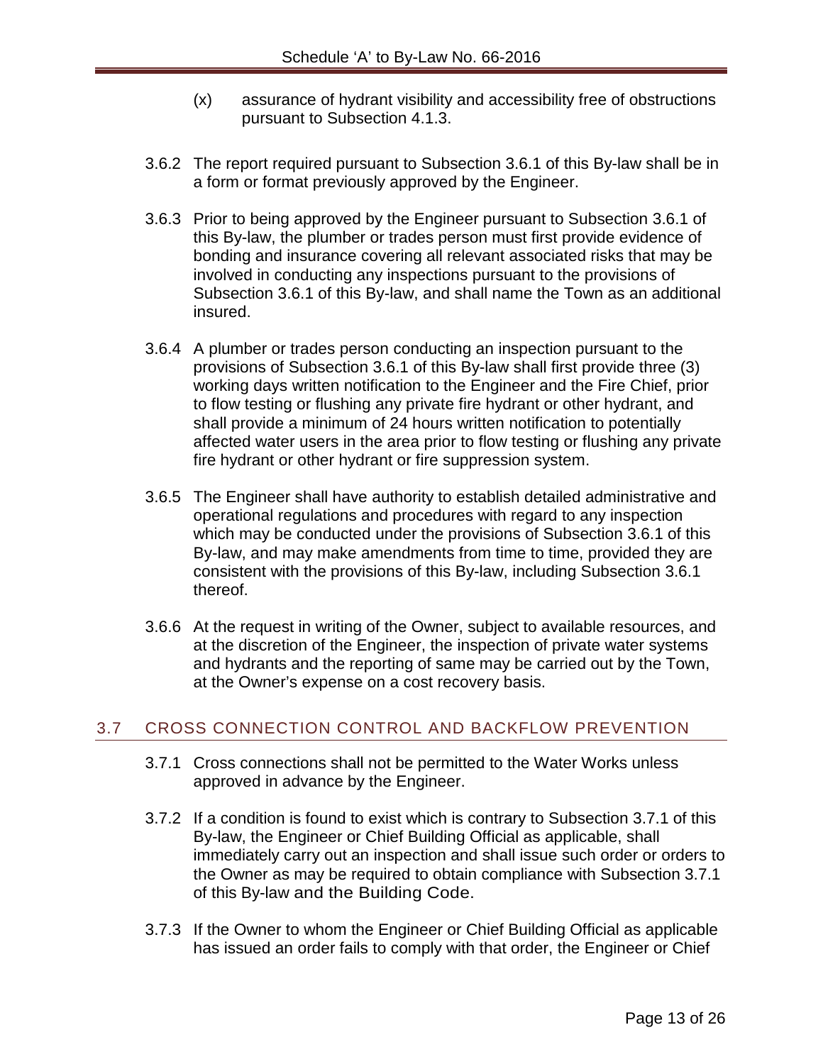(x) assurance of hydrant visibility and accessibility free of obstructions pursuant to Subsection 4.1.3.

3.6.2 The report required pursuant to Subsection 3.6.1 of this By-law shall be in a form or format previously approved by the Engineer.

3.6.3 Prior to being approved by the Engineer pursuant to Subsection 3.6.1 of this By-law, the plumber or trades person must first provide evidence of bonding and insurance covering all relevant associated risks that may be involved in conducting any inspections pursuant to the provisions of Subsection 3.6.1 of this By-law, and shall name the Town as an additional insured.

3.6.4 A plumber or trades person conducting an inspection pursuant to the provisions of Subsection 3.6.1 of this By-law shall first provide three (3) working days written notification to the Engineer and the Fire Chief, prior to flow testing or flushing any private fire hydrant or other hydrant, and shall provide a minimum of 24 hours written notification to potentially affected water users in the area prior to flow testing or flushing any private fire hydrant or other hydrant or fire suppression system.

3.6.5 The Engineer shall have authority to establish detailed administrative and operational regulations and procedures with regard to any inspection which may be conducted under the provisions of Subsection 3.6.1 of this By-law, and may make amendments from time to time, provided they are consistent with the provisions of this By-law, including Subsection 3.6.1 thereof.

3.6.6 At the request in writing of the Owner, subject to available resources, and at the discretion of the Engineer, the inspection of private water systems and hydrants and the reporting of same may be carried out by the Town, at the Owner's expense on a cost recovery basis.

## 3.7 CROSS CONNECTION CONTROL AND BACKFLOW PREVENTION

3.7.1 Cross connections shall not be permitted to the Water Works unless approved in advance by the Engineer.

3.7.2 If a condition is found to exist which is contrary to Subsection 3.7.1 of this By-law, the Engineer or Chief Building Official as applicable, shall immediately carry out an inspection and shall issue such order or orders to the Owner as may be required to obtain compliance with Subsection 3.7.1 of this By-law and the Building Code.

3.7.3 If the Owner to whom the Engineer or Chief Building Official as applicable has issued an order fails to comply with that order, the Engineer or Chief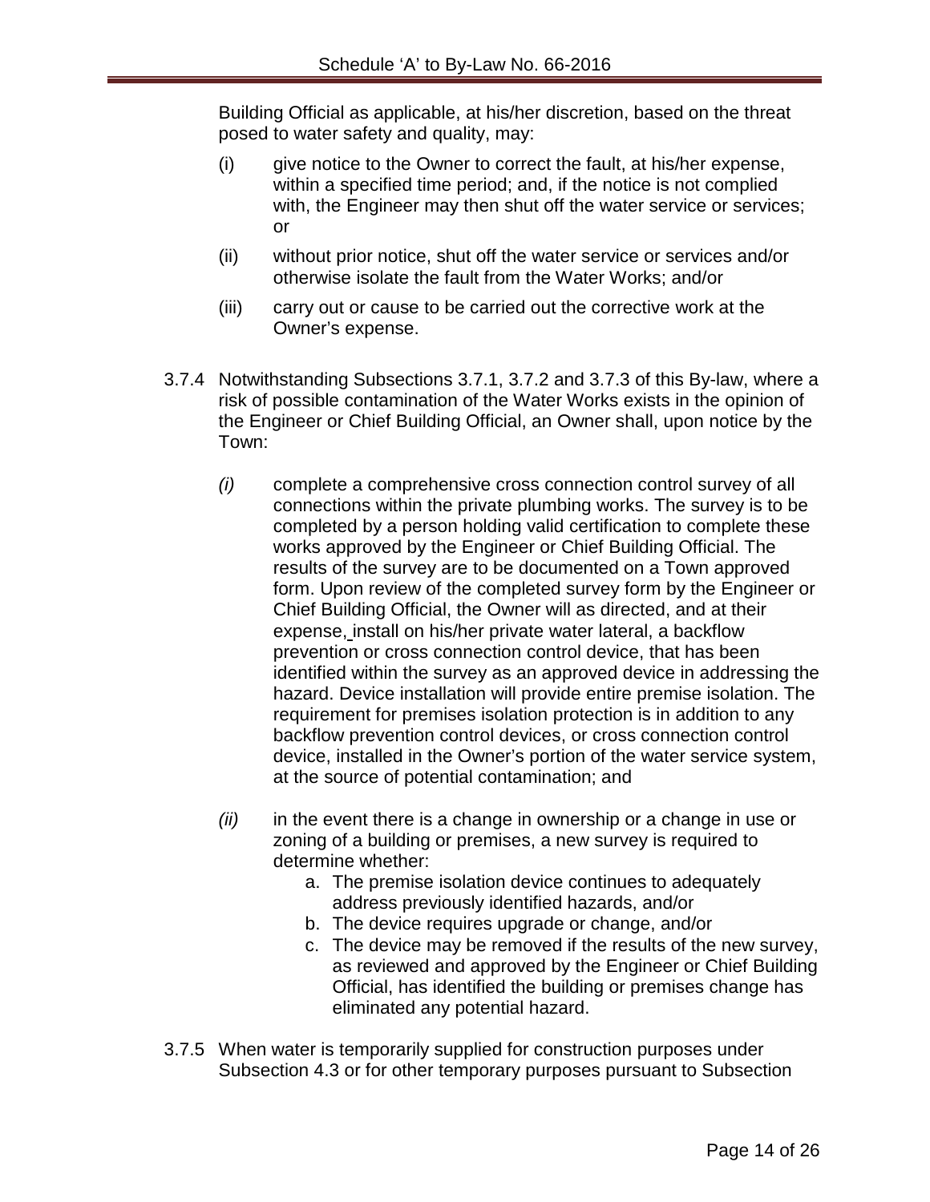Building Official as applicable, at his/her discretion, based on the threat posed to water safety and quality, may:

(i) give notice to the Owner to correct the fault, at his/her expense, within a specified time period; and, if the notice is not complied with, the Engineer may then shut off the water service or services; or

(ii) without prior notice, shut off the water service or services and/or otherwise isolate the fault from the Water Works; and/or

(iii) carry out or cause to be carried out the corrective work at the Owner's expense.

3.7.4 Notwithstanding Subsections 3.7.1, 3.7.2 and 3.7.3 of this By-law, where a risk of possible contamination of the Water Works exists in the opinion of the Engineer or Chief Building Official, an Owner shall, upon notice by the Town:

*(i)* complete a comprehensive cross connection control survey of all connections within the private plumbing works. The survey is to be completed by a person holding valid certification to complete these works approved by the Engineer or Chief Building Official. The results of the survey are to be documented on a Town approved form. Upon review of the completed survey form by the Engineer or Chief Building Official, the Owner will as directed, and at their expense, install on his/her private water lateral, a backflow prevention or cross connection control device, that has been identified within the survey as an approved device in addressing the hazard. Device installation will provide entire premise isolation. The requirement for premises isolation protection is in addition to any backflow prevention control devices, or cross connection control device, installed in the Owner's portion of the water service system, at the source of potential contamination; and

*(ii)* in the event there is a change in ownership or a change in use or zoning of a building or premises, a new survey is required to determine whether:

   a. The premise isolation device continues to adequately address previously identified hazards, and/or
   b. The device requires upgrade or change, and/or
   c. The device may be removed if the results of the new survey, as reviewed and approved by the Engineer or Chief Building Official, has identified the building or premises change has eliminated any potential hazard.

3.7.5 When water is temporarily supplied for construction purposes under Subsection 4.3 or for other temporary purposes pursuant to Subsection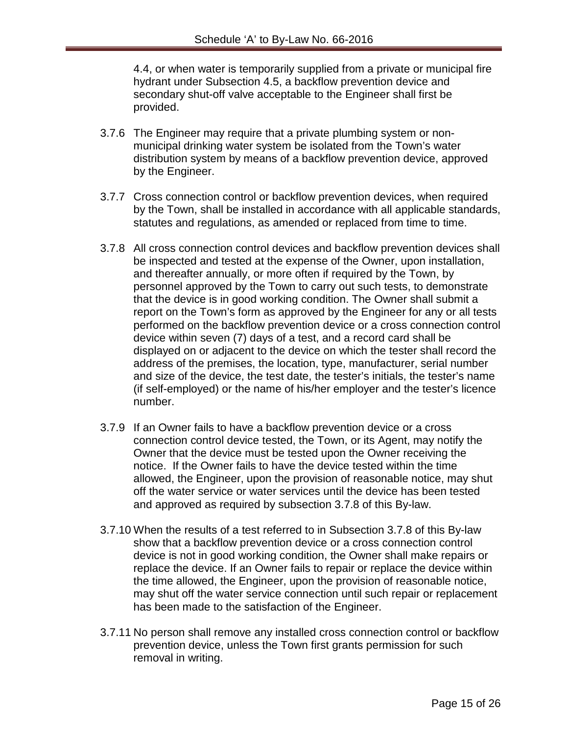4.4, or when water is temporarily supplied from a private or municipal fire hydrant under Subsection 4.5, a backflow prevention device and secondary shut-off valve acceptable to the Engineer shall first be provided.

3.7.6 The Engineer may require that a private plumbing system or non-municipal drinking water system be isolated from the Town's water distribution system by means of a backflow prevention device, approved by the Engineer.

3.7.7 Cross connection control or backflow prevention devices, when required by the Town, shall be installed in accordance with all applicable standards, statutes and regulations, as amended or replaced from time to time.

3.7.8 All cross connection control devices and backflow prevention devices shall be inspected and tested at the expense of the Owner, upon installation, and thereafter annually, or more often if required by the Town, by personnel approved by the Town to carry out such tests, to demonstrate that the device is in good working condition. The Owner shall submit a report on the Town's form as approved by the Engineer for any or all tests performed on the backflow prevention device or a cross connection control device within seven (7) days of a test, and a record card shall be displayed on or adjacent to the device on which the tester shall record the address of the premises, the location, type, manufacturer, serial number and size of the device, the test date, the tester's initials, the tester's name (if self-employed) or the name of his/her employer and the tester's licence number.

3.7.9 If an Owner fails to have a backflow prevention device or a cross connection control device tested, the Town, or its Agent, may notify the Owner that the device must be tested upon the Owner receiving the notice. If the Owner fails to have the device tested within the time allowed, the Engineer, upon the provision of reasonable notice, may shut off the water service or water services until the device has been tested and approved as required by subsection 3.7.8 of this By-law.

3.7.10 When the results of a test referred to in Subsection 3.7.8 of this By-law show that a backflow prevention device or a cross connection control device is not in good working condition, the Owner shall make repairs or replace the device. If an Owner fails to repair or replace the device within the time allowed, the Engineer, upon the provision of reasonable notice, may shut off the water service connection until such repair or replacement has been made to the satisfaction of the Engineer.

3.7.11 No person shall remove any installed cross connection control or backflow prevention device, unless the Town first grants permission for such removal in writing.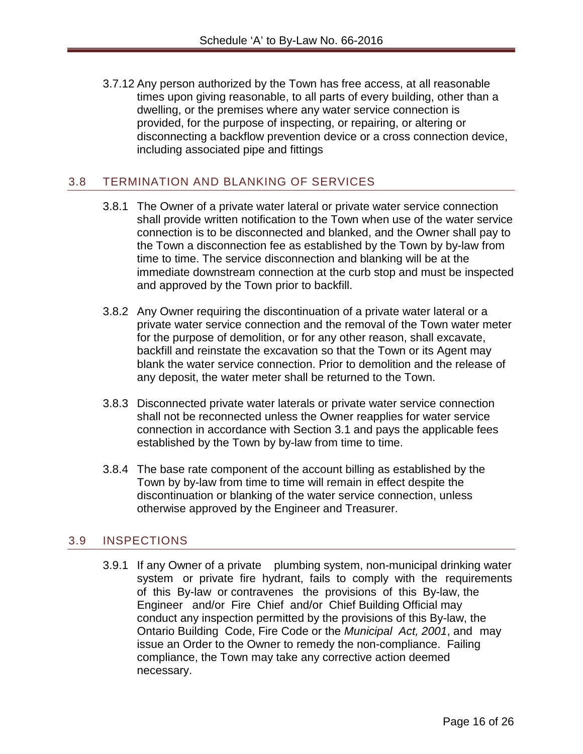3.7.12 Any person authorized by the Town has free access, at all reasonable times upon giving reasonable, to all parts of every building, other than a dwelling, or the premises where any water service connection is provided, for the purpose of inspecting, or repairing, or altering or disconnecting a backflow prevention device or a cross connection device, including associated pipe and fittings

## 3.8 TERMINATION AND BLANKING OF SERVICES

3.8.1 The Owner of a private water lateral or private water service connection shall provide written notification to the Town when use of the water service connection is to be disconnected and blanked, and the Owner shall pay to the Town a disconnection fee as established by the Town by by-law from time to time. The service disconnection and blanking will be at the immediate downstream connection at the curb stop and must be inspected and approved by the Town prior to backfill.

3.8.2 Any Owner requiring the discontinuation of a private water lateral or a private water service connection and the removal of the Town water meter for the purpose of demolition, or for any other reason, shall excavate, backfill and reinstate the excavation so that the Town or its Agent may blank the water service connection. Prior to demolition and the release of any deposit, the water meter shall be returned to the Town.

3.8.3 Disconnected private water laterals or private water service connection shall not be reconnected unless the Owner reapplies for water service connection in accordance with Section 3.1 and pays the applicable fees established by the Town by by-law from time to time.

3.8.4 The base rate component of the account billing as established by the Town by by-law from time to time will remain in effect despite the discontinuation or blanking of the water service connection, unless otherwise approved by the Engineer and Treasurer.

## 3.9 INSPECTIONS

3.9.1 If any Owner of a private plumbing system, non-municipal drinking water system or private fire hydrant, fails to comply with the requirements of this By-law or contravenes the provisions of this By-law, the Engineer and/or Fire Chief and/or Chief Building Official may conduct any inspection permitted by the provisions of this By-law, the Ontario Building Code, Fire Code or the *Municipal Act, 2001*, and may issue an Order to the Owner to remedy the non-compliance. Failing compliance, the Town may take any corrective action deemed necessary.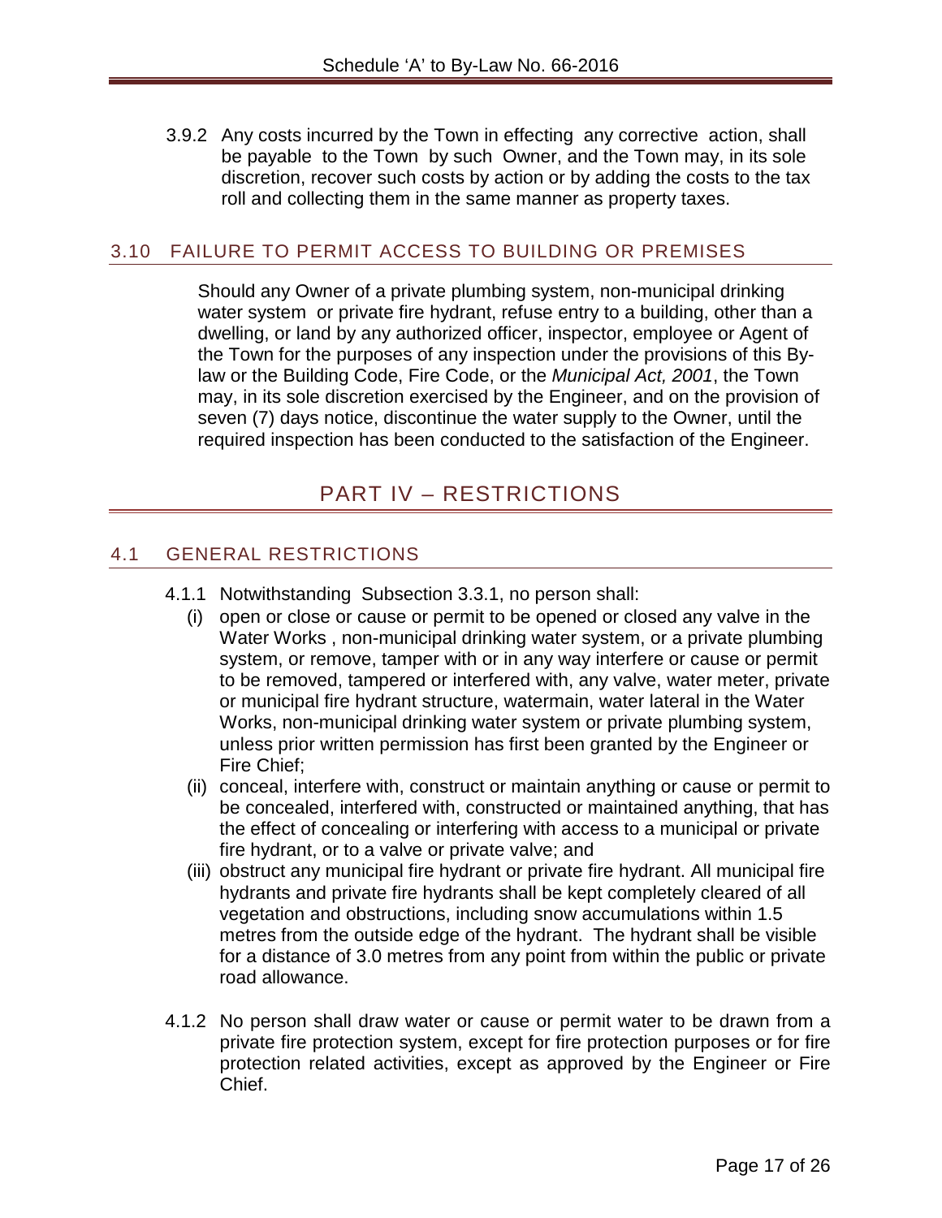3.9.2 Any costs incurred by the Town in effecting any corrective action, shall be payable to the Town by such Owner, and the Town may, in its sole discretion, recover such costs by action or by adding the costs to the tax roll and collecting them in the same manner as property taxes.

## 3.10 FAILURE TO PERMIT ACCESS TO BUILDING OR PREMISES

Should any Owner of a private plumbing system, non-municipal drinking water system or private fire hydrant, refuse entry to a building, other than a dwelling, or land by any authorized officer, inspector, employee or Agent of the Town for the purposes of any inspection under the provisions of this By-law or the Building Code, Fire Code, or the *Municipal Act, 2001*, the Town may, in its sole discretion exercised by the Engineer, and on the provision of seven (7) days notice, discontinue the water supply to the Owner, until the required inspection has been conducted to the satisfaction of the Engineer.

# PART IV – RESTRICTIONS

## 4.1 GENERAL RESTRICTIONS

4.1.1 Notwithstanding Subsection 3.3.1, no person shall:

(i) open or close or cause or permit to be opened or closed any valve in the Water Works , non-municipal drinking water system, or a private plumbing system, or remove, tamper with or in any way interfere or cause or permit to be removed, tampered or interfered with, any valve, water meter, private or municipal fire hydrant structure, watermain, water lateral in the Water Works, non-municipal drinking water system or private plumbing system, unless prior written permission has first been granted by the Engineer or Fire Chief;

(ii) conceal, interfere with, construct or maintain anything or cause or permit to be concealed, interfered with, constructed or maintained anything, that has the effect of concealing or interfering with access to a municipal or private fire hydrant, or to a valve or private valve; and

(iii) obstruct any municipal fire hydrant or private fire hydrant. All municipal fire hydrants and private fire hydrants shall be kept completely cleared of all vegetation and obstructions, including snow accumulations within 1.5 metres from the outside edge of the hydrant. The hydrant shall be visible for a distance of 3.0 metres from any point from within the public or private road allowance.

4.1.2 No person shall draw water or cause or permit water to be drawn from a private fire protection system, except for fire protection purposes or for fire protection related activities, except as approved by the Engineer or Fire Chief.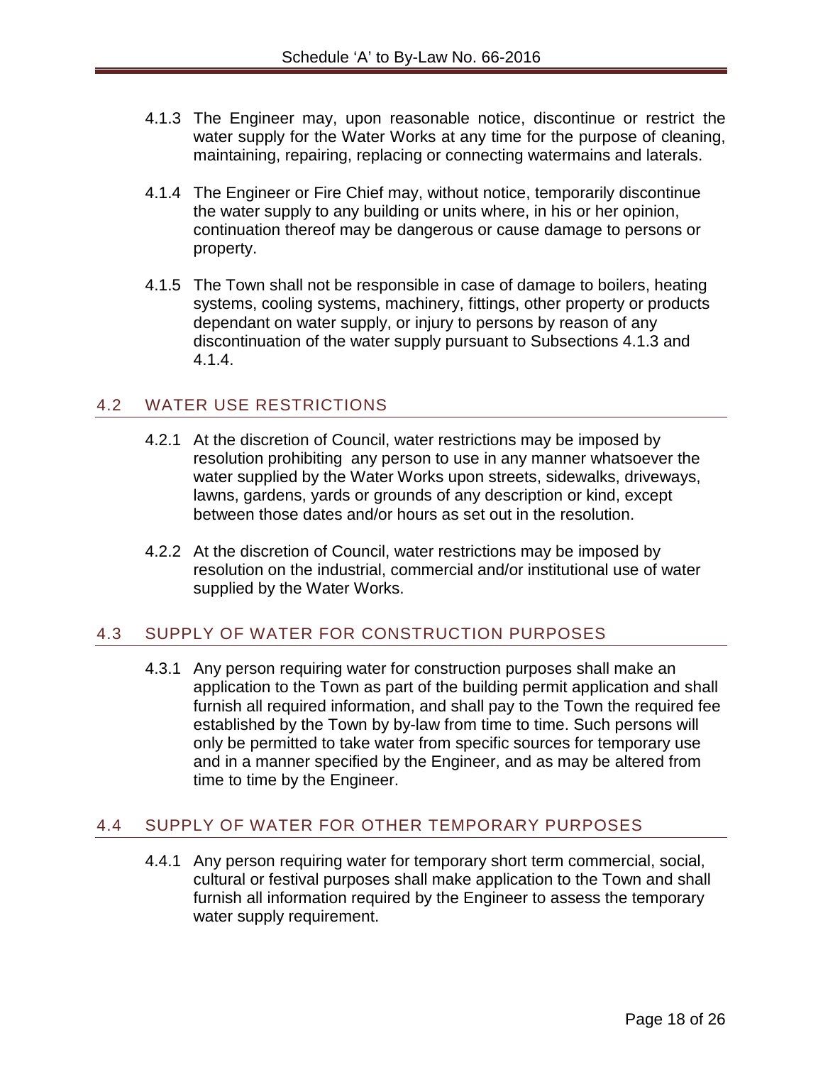4.1.3 The Engineer may, upon reasonable notice, discontinue or restrict the water supply for the Water Works at any time for the purpose of cleaning, maintaining, repairing, replacing or connecting watermains and laterals.

4.1.4 The Engineer or Fire Chief may, without notice, temporarily discontinue the water supply to any building or units where, in his or her opinion, continuation thereof may be dangerous or cause damage to persons or property.

4.1.5 The Town shall not be responsible in case of damage to boilers, heating systems, cooling systems, machinery, fittings, other property or products dependant on water supply, or injury to persons by reason of any discontinuation of the water supply pursuant to Subsections 4.1.3 and 4.1.4.

## 4.2 WATER USE RESTRICTIONS

4.2.1 At the discretion of Council, water restrictions may be imposed by resolution prohibiting any person to use in any manner whatsoever the water supplied by the Water Works upon streets, sidewalks, driveways, lawns, gardens, yards or grounds of any description or kind, except between those dates and/or hours as set out in the resolution.

4.2.2 At the discretion of Council, water restrictions may be imposed by resolution on the industrial, commercial and/or institutional use of water supplied by the Water Works.

## 4.3 SUPPLY OF WATER FOR CONSTRUCTION PURPOSES

4.3.1 Any person requiring water for construction purposes shall make an application to the Town as part of the building permit application and shall furnish all required information, and shall pay to the Town the required fee established by the Town by by-law from time to time. Such persons will only be permitted to take water from specific sources for temporary use and in a manner specified by the Engineer, and as may be altered from time to time by the Engineer.

## 4.4 SUPPLY OF WATER FOR OTHER TEMPORARY PURPOSES

4.4.1 Any person requiring water for temporary short term commercial, social, cultural or festival purposes shall make application to the Town and shall furnish all information required by the Engineer to assess the temporary water supply requirement.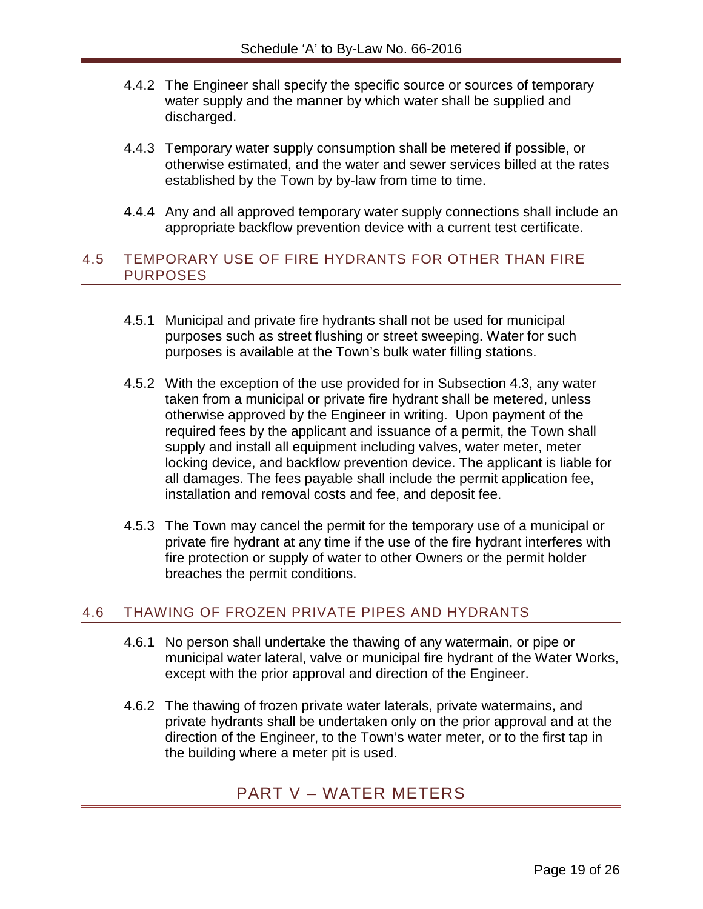4.4.2 The Engineer shall specify the specific source or sources of temporary water supply and the manner by which water shall be supplied and discharged.

4.4.3 Temporary water supply consumption shall be metered if possible, or otherwise estimated, and the water and sewer services billed at the rates established by the Town by by-law from time to time.

4.4.4 Any and all approved temporary water supply connections shall include an appropriate backflow prevention device with a current test certificate.

## 4.5 TEMPORARY USE OF FIRE HYDRANTS FOR OTHER THAN FIRE PURPOSES

4.5.1 Municipal and private fire hydrants shall not be used for municipal purposes such as street flushing or street sweeping. Water for such purposes is available at the Town's bulk water filling stations.

4.5.2 With the exception of the use provided for in Subsection 4.3, any water taken from a municipal or private fire hydrant shall be metered, unless otherwise approved by the Engineer in writing. Upon payment of the required fees by the applicant and issuance of a permit, the Town shall supply and install all equipment including valves, water meter, meter locking device, and backflow prevention device. The applicant is liable for all damages. The fees payable shall include the permit application fee, installation and removal costs and fee, and deposit fee.

4.5.3 The Town may cancel the permit for the temporary use of a municipal or private fire hydrant at any time if the use of the fire hydrant interferes with fire protection or supply of water to other Owners or the permit holder breaches the permit conditions.

## 4.6 THAWING OF FROZEN PRIVATE PIPES AND HYDRANTS

4.6.1 No person shall undertake the thawing of any watermain, or pipe or municipal water lateral, valve or municipal fire hydrant of the Water Works, except with the prior approval and direction of the Engineer.

4.6.2 The thawing of frozen private water laterals, private watermains, and private hydrants shall be undertaken only on the prior approval and at the direction of the Engineer, to the Town's water meter, or to the first tap in the building where a meter pit is used.

# PART V – WATER METERS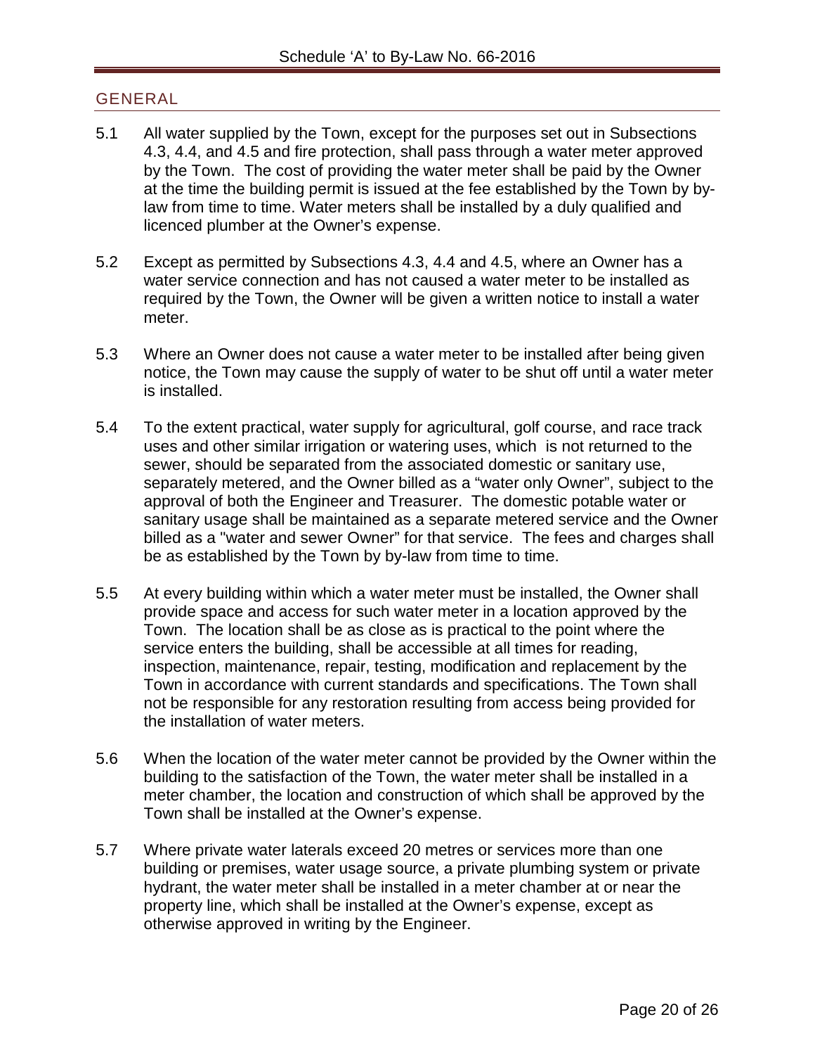## GENERAL

5.1 All water supplied by the Town, except for the purposes set out in Subsections 4.3, 4.4, and 4.5 and fire protection, shall pass through a water meter approved by the Town. The cost of providing the water meter shall be paid by the Owner at the time the building permit is issued at the fee established by the Town by by-law from time to time. Water meters shall be installed by a duly qualified and licenced plumber at the Owner's expense.

5.2 Except as permitted by Subsections 4.3, 4.4 and 4.5, where an Owner has a water service connection and has not caused a water meter to be installed as required by the Town, the Owner will be given a written notice to install a water meter.

5.3 Where an Owner does not cause a water meter to be installed after being given notice, the Town may cause the supply of water to be shut off until a water meter is installed.

5.4 To the extent practical, water supply for agricultural, golf course, and race track uses and other similar irrigation or watering uses, which is not returned to the sewer, should be separated from the associated domestic or sanitary use, separately metered, and the Owner billed as a "water only Owner", subject to the approval of both the Engineer and Treasurer. The domestic potable water or sanitary usage shall be maintained as a separate metered service and the Owner billed as a "water and sewer Owner" for that service. The fees and charges shall be as established by the Town by by-law from time to time.

5.5 At every building within which a water meter must be installed, the Owner shall provide space and access for such water meter in a location approved by the Town. The location shall be as close as is practical to the point where the service enters the building, shall be accessible at all times for reading, inspection, maintenance, repair, testing, modification and replacement by the Town in accordance with current standards and specifications. The Town shall not be responsible for any restoration resulting from access being provided for the installation of water meters.

5.6 When the location of the water meter cannot be provided by the Owner within the building to the satisfaction of the Town, the water meter shall be installed in a meter chamber, the location and construction of which shall be approved by the Town shall be installed at the Owner's expense.

5.7 Where private water laterals exceed 20 metres or services more than one building or premises, water usage source, a private plumbing system or private hydrant, the water meter shall be installed in a meter chamber at or near the property line, which shall be installed at the Owner's expense, except as otherwise approved in writing by the Engineer.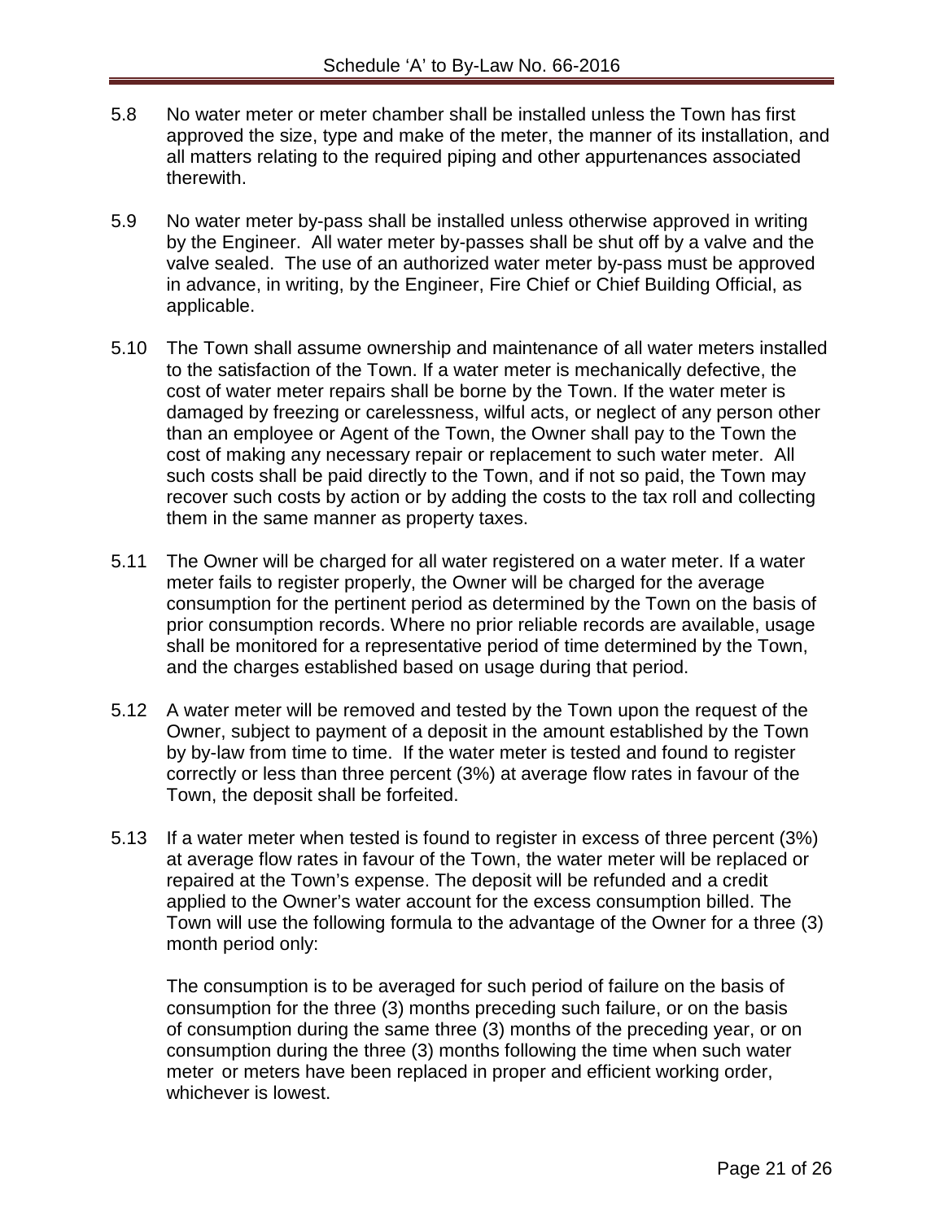5.8 No water meter or meter chamber shall be installed unless the Town has first approved the size, type and make of the meter, the manner of its installation, and all matters relating to the required piping and other appurtenances associated therewith.

5.9 No water meter by-pass shall be installed unless otherwise approved in writing by the Engineer. All water meter by-passes shall be shut off by a valve and the valve sealed. The use of an authorized water meter by-pass must be approved in advance, in writing, by the Engineer, Fire Chief or Chief Building Official, as applicable.

5.10 The Town shall assume ownership and maintenance of all water meters installed to the satisfaction of the Town. If a water meter is mechanically defective, the cost of water meter repairs shall be borne by the Town. If the water meter is damaged by freezing or carelessness, wilful acts, or neglect of any person other than an employee or Agent of the Town, the Owner shall pay to the Town the cost of making any necessary repair or replacement to such water meter. All such costs shall be paid directly to the Town, and if not so paid, the Town may recover such costs by action or by adding the costs to the tax roll and collecting them in the same manner as property taxes.

5.11 The Owner will be charged for all water registered on a water meter. If a water meter fails to register properly, the Owner will be charged for the average consumption for the pertinent period as determined by the Town on the basis of prior consumption records. Where no prior reliable records are available, usage shall be monitored for a representative period of time determined by the Town, and the charges established based on usage during that period.

5.12 A water meter will be removed and tested by the Town upon the request of the Owner, subject to payment of a deposit in the amount established by the Town by by-law from time to time. If the water meter is tested and found to register correctly or less than three percent (3%) at average flow rates in favour of the Town, the deposit shall be forfeited.

5.13 If a water meter when tested is found to register in excess of three percent (3%) at average flow rates in favour of the Town, the water meter will be replaced or repaired at the Town's expense. The deposit will be refunded and a credit applied to the Owner's water account for the excess consumption billed. The Town will use the following formula to the advantage of the Owner for a three (3) month period only:

The consumption is to be averaged for such period of failure on the basis of consumption for the three (3) months preceding such failure, or on the basis of consumption during the same three (3) months of the preceding year, or on consumption during the three (3) months following the time when such water meter or meters have been replaced in proper and efficient working order, whichever is lowest.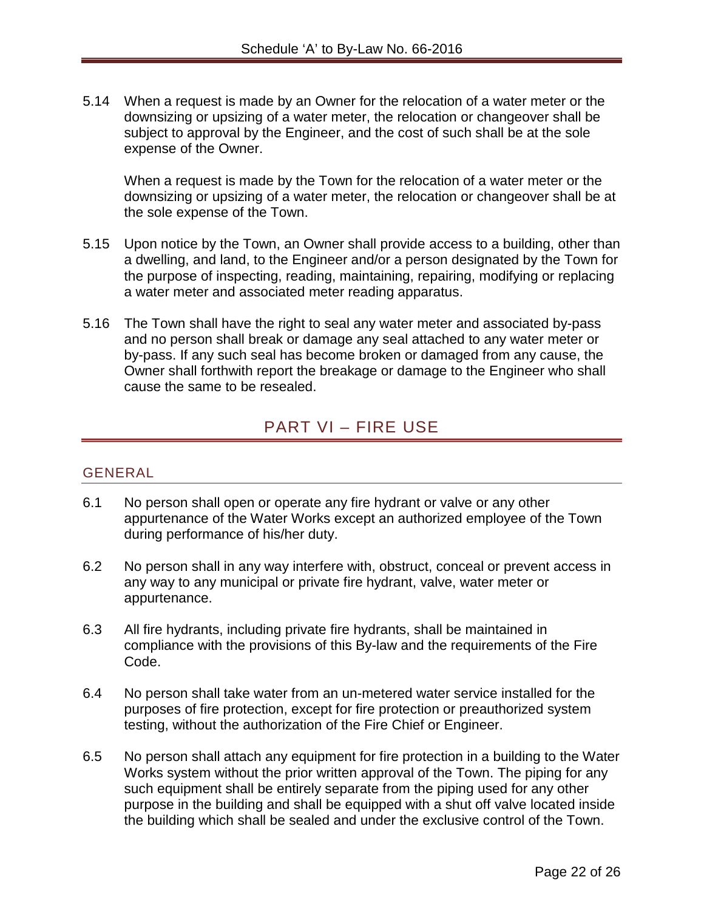5.14 When a request is made by an Owner for the relocation of a water meter or the downsizing or upsizing of a water meter, the relocation or changeover shall be subject to approval by the Engineer, and the cost of such shall be at the sole expense of the Owner.

When a request is made by the Town for the relocation of a water meter or the downsizing or upsizing of a water meter, the relocation or changeover shall be at the sole expense of the Town.

5.15 Upon notice by the Town, an Owner shall provide access to a building, other than a dwelling, and land, to the Engineer and/or a person designated by the Town for the purpose of inspecting, reading, maintaining, repairing, modifying or replacing a water meter and associated meter reading apparatus.

5.16 The Town shall have the right to seal any water meter and associated by-pass and no person shall break or damage any seal attached to any water meter or by-pass. If any such seal has become broken or damaged from any cause, the Owner shall forthwith report the breakage or damage to the Engineer who shall cause the same to be resealed.

# PART VI – FIRE USE

## GENERAL

6.1 No person shall open or operate any fire hydrant or valve or any other appurtenance of the Water Works except an authorized employee of the Town during performance of his/her duty.

6.2 No person shall in any way interfere with, obstruct, conceal or prevent access in any way to any municipal or private fire hydrant, valve, water meter or appurtenance.

6.3 All fire hydrants, including private fire hydrants, shall be maintained in compliance with the provisions of this By-law and the requirements of the Fire Code.

6.4 No person shall take water from an un-metered water service installed for the purposes of fire protection, except for fire protection or preauthorized system testing, without the authorization of the Fire Chief or Engineer.

6.5 No person shall attach any equipment for fire protection in a building to the Water Works system without the prior written approval of the Town. The piping for any such equipment shall be entirely separate from the piping used for any other purpose in the building and shall be equipped with a shut off valve located inside the building which shall be sealed and under the exclusive control of the Town.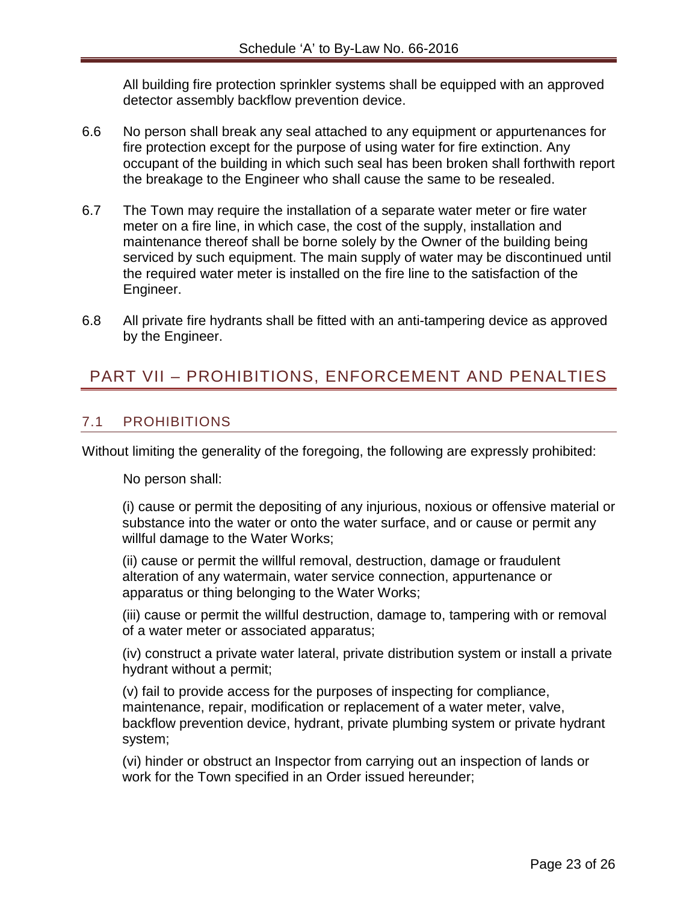All building fire protection sprinkler systems shall be equipped with an approved detector assembly backflow prevention device.

6.6 No person shall break any seal attached to any equipment or appurtenances for fire protection except for the purpose of using water for fire extinction. Any occupant of the building in which such seal has been broken shall forthwith report the breakage to the Engineer who shall cause the same to be resealed.

6.7 The Town may require the installation of a separate water meter or fire water meter on a fire line, in which case, the cost of the supply, installation and maintenance thereof shall be borne solely by the Owner of the building being serviced by such equipment. The main supply of water may be discontinued until the required water meter is installed on the fire line to the satisfaction of the Engineer.

6.8 All private fire hydrants shall be fitted with an anti-tampering device as approved by the Engineer.

# PART VII – PROHIBITIONS, ENFORCEMENT AND PENALTIES

## 7.1 PROHIBITIONS

Without limiting the generality of the foregoing, the following are expressly prohibited:

No person shall:

(i) cause or permit the depositing of any injurious, noxious or offensive material or substance into the water or onto the water surface, and or cause or permit any willful damage to the Water Works;

(ii) cause or permit the willful removal, destruction, damage or fraudulent alteration of any watermain, water service connection, appurtenance or apparatus or thing belonging to the Water Works;

(iii) cause or permit the willful destruction, damage to, tampering with or removal of a water meter or associated apparatus;

(iv) construct a private water lateral, private distribution system or install a private hydrant without a permit;

(v) fail to provide access for the purposes of inspecting for compliance, maintenance, repair, modification or replacement of a water meter, valve, backflow prevention device, hydrant, private plumbing system or private hydrant system;

(vi) hinder or obstruct an Inspector from carrying out an inspection of lands or work for the Town specified in an Order issued hereunder;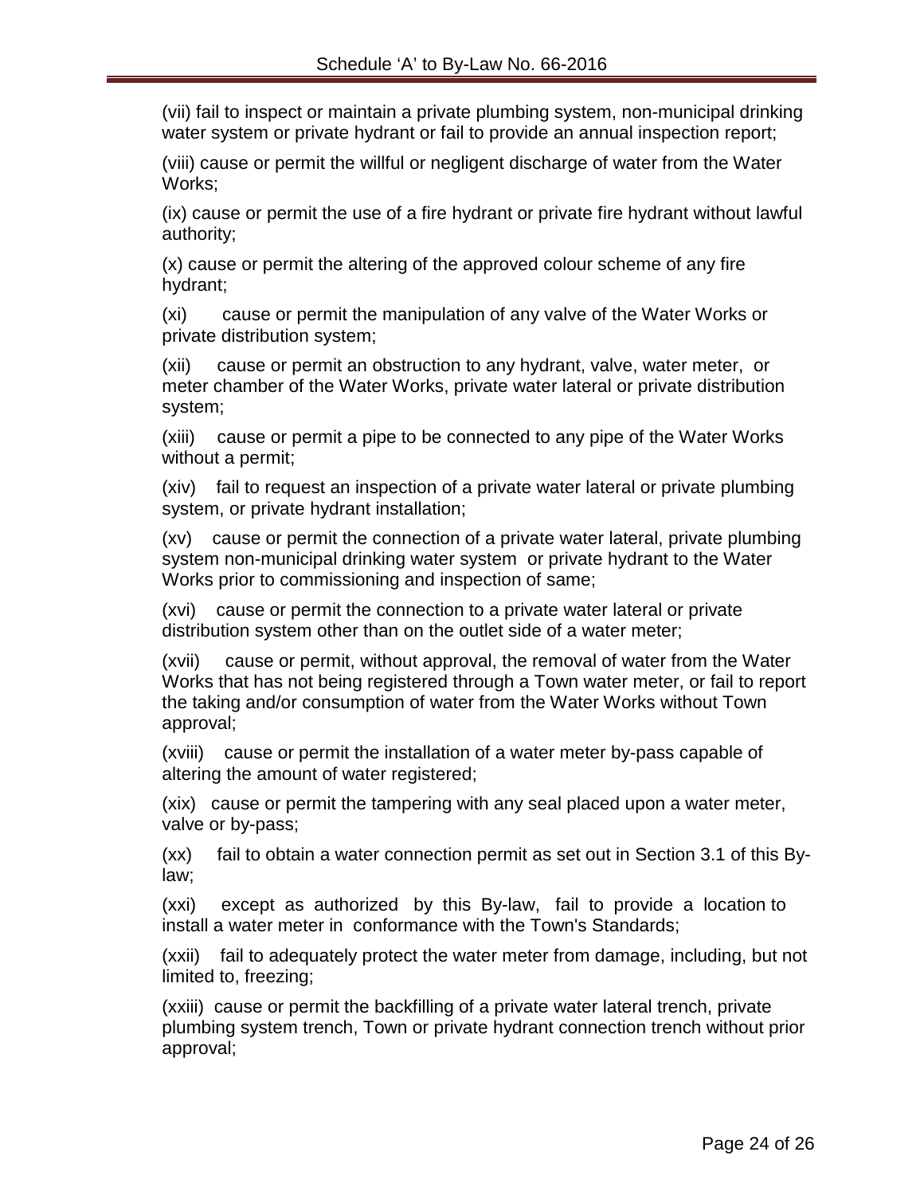(vii) fail to inspect or maintain a private plumbing system, non-municipal drinking water system or private hydrant or fail to provide an annual inspection report;

(viii) cause or permit the willful or negligent discharge of water from the Water Works;

(ix) cause or permit the use of a fire hydrant or private fire hydrant without lawful authority;

(x) cause or permit the altering of the approved colour scheme of any fire hydrant;

(xi) cause or permit the manipulation of any valve of the Water Works or private distribution system;

(xii) cause or permit an obstruction to any hydrant, valve, water meter, or meter chamber of the Water Works, private water lateral or private distribution system;

(xiii) cause or permit a pipe to be connected to any pipe of the Water Works without a permit;

(xiv) fail to request an inspection of a private water lateral or private plumbing system, or private hydrant installation;

(xv) cause or permit the connection of a private water lateral, private plumbing system non-municipal drinking water system or private hydrant to the Water Works prior to commissioning and inspection of same;

(xvi) cause or permit the connection to a private water lateral or private distribution system other than on the outlet side of a water meter;

(xvii) cause or permit, without approval, the removal of water from the Water Works that has not being registered through a Town water meter, or fail to report the taking and/or consumption of water from the Water Works without Town approval;

(xviii) cause or permit the installation of a water meter by-pass capable of altering the amount of water registered;

(xix) cause or permit the tampering with any seal placed upon a water meter, valve or by-pass;

(xx) fail to obtain a water connection permit as set out in Section 3.1 of this By-law;

(xxi) except as authorized by this By-law, fail to provide a location to install a water meter in conformance with the Town's Standards;

(xxii) fail to adequately protect the water meter from damage, including, but not limited to, freezing;

(xxiii) cause or permit the backfilling of a private water lateral trench, private plumbing system trench, Town or private hydrant connection trench without prior approval;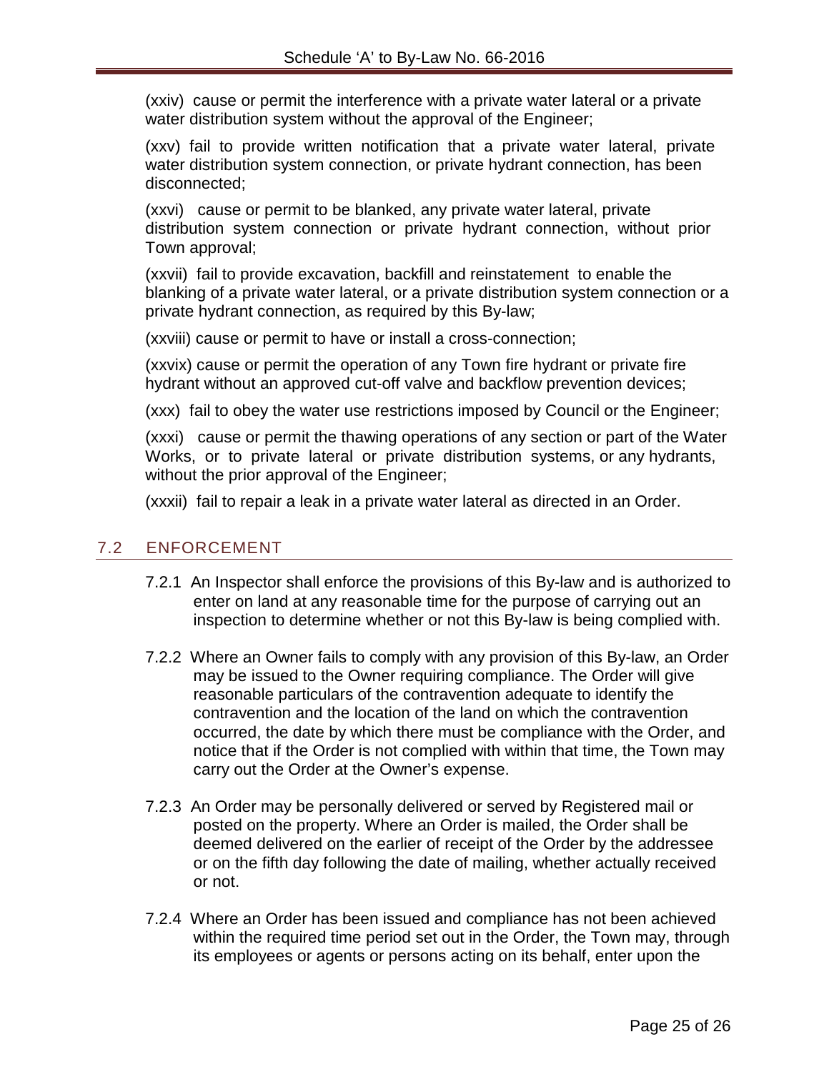(xxiv) cause or permit the interference with a private water lateral or a private water distribution system without the approval of the Engineer;

(xxv) fail to provide written notification that a private water lateral, private water distribution system connection, or private hydrant connection, has been disconnected;

(xxvi) cause or permit to be blanked, any private water lateral, private distribution system connection or private hydrant connection, without prior Town approval;

(xxvii) fail to provide excavation, backfill and reinstatement to enable the blanking of a private water lateral, or a private distribution system connection or a private hydrant connection, as required by this By-law;

(xxviii) cause or permit to have or install a cross-connection;

(xxvix) cause or permit the operation of any Town fire hydrant or private fire hydrant without an approved cut-off valve and backflow prevention devices;

(xxx) fail to obey the water use restrictions imposed by Council or the Engineer;

(xxxi) cause or permit the thawing operations of any section or part of the Water Works, or to private lateral or private distribution systems, or any hydrants, without the prior approval of the Engineer;

(xxxii) fail to repair a leak in a private water lateral as directed in an Order.

## 7.2 ENFORCEMENT

7.2.1 An Inspector shall enforce the provisions of this By-law and is authorized to enter on land at any reasonable time for the purpose of carrying out an inspection to determine whether or not this By-law is being complied with.

7.2.2 Where an Owner fails to comply with any provision of this By-law, an Order may be issued to the Owner requiring compliance. The Order will give reasonable particulars of the contravention adequate to identify the contravention and the location of the land on which the contravention occurred, the date by which there must be compliance with the Order, and notice that if the Order is not complied with within that time, the Town may carry out the Order at the Owner's expense.

7.2.3 An Order may be personally delivered or served by Registered mail or posted on the property. Where an Order is mailed, the Order shall be deemed delivered on the earlier of receipt of the Order by the addressee or on the fifth day following the date of mailing, whether actually received or not.

7.2.4 Where an Order has been issued and compliance has not been achieved within the required time period set out in the Order, the Town may, through its employees or agents or persons acting on its behalf, enter upon the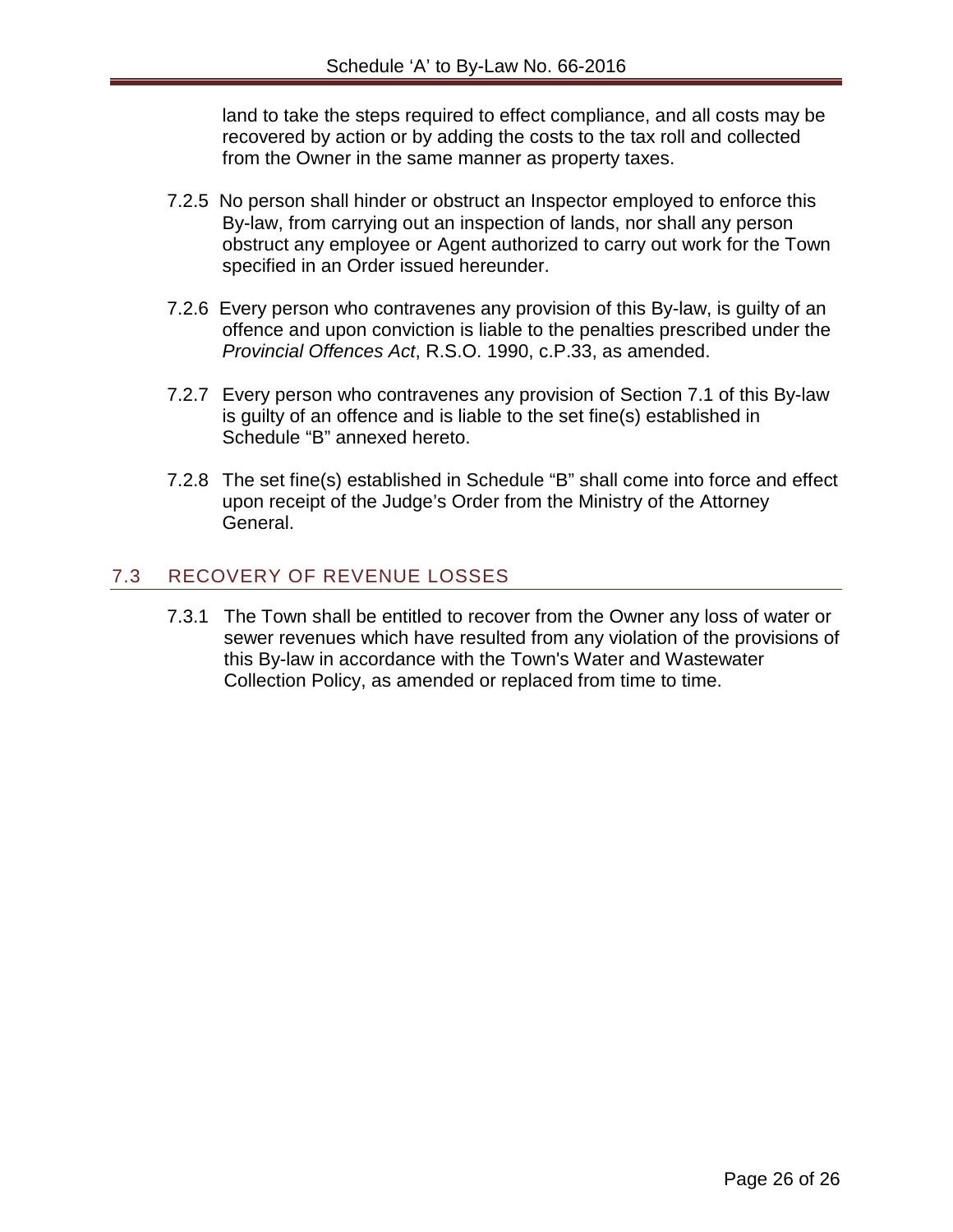land to take the steps required to effect compliance, and all costs may be recovered by action or by adding the costs to the tax roll and collected from the Owner in the same manner as property taxes.

7.2.5 No person shall hinder or obstruct an Inspector employed to enforce this By-law, from carrying out an inspection of lands, nor shall any person obstruct any employee or Agent authorized to carry out work for the Town specified in an Order issued hereunder.

7.2.6 Every person who contravenes any provision of this By-law, is guilty of an offence and upon conviction is liable to the penalties prescribed under the *Provincial Offences Act*, R.S.O. 1990, c.P.33, as amended.

7.2.7 Every person who contravenes any provision of Section 7.1 of this By-law is guilty of an offence and is liable to the set fine(s) established in Schedule "B" annexed hereto.

7.2.8 The set fine(s) established in Schedule "B" shall come into force and effect upon receipt of the Judge's Order from the Ministry of the Attorney General.

## 7.3 RECOVERY OF REVENUE LOSSES

7.3.1 The Town shall be entitled to recover from the Owner any loss of water or sewer revenues which have resulted from any violation of the provisions of this By-law in accordance with the Town's Water and Wastewater Collection Policy, as amended or replaced from time to time.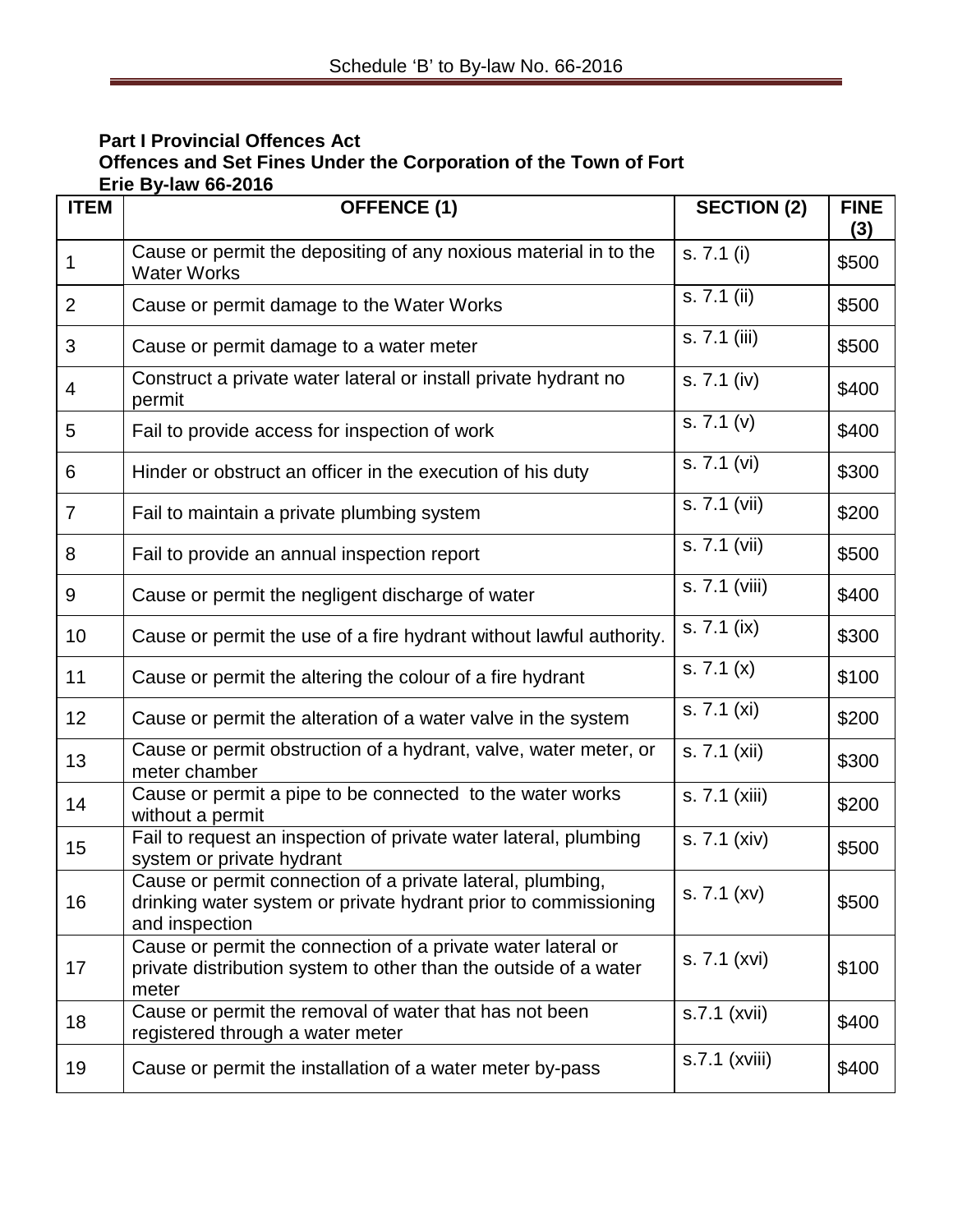Schedule 'B' to By-law No. 66-2016

**Part I Provincial Offences Act**
**Offences and Set Fines Under the Corporation of the Town of Fort Erie By-law 66-2016**

| ITEM | OFFENCE (1) | SECTION (2) | FINE (3) |
|---|---|---|---|
| 1 | Cause or permit the depositing of any noxious material in to the Water Works | s. 7.1 (i) | $500 |
| 2 | Cause or permit damage to the Water Works | s. 7.1 (ii) | $500 |
| 3 | Cause or permit damage to a water meter | s. 7.1 (iii) | $500 |
| 4 | Construct a private water lateral or install private hydrant no permit | s. 7.1 (iv) | $400 |
| 5 | Fail to provide access for inspection of work | s. 7.1 (v) | $400 |
| 6 | Hinder or obstruct an officer in the execution of his duty | s. 7.1 (vi) | $300 |
| 7 | Fail to maintain a private plumbing system | s. 7.1 (vii) | $200 |
| 8 | Fail to provide an annual inspection report | s. 7.1 (vii) | $500 |
| 9 | Cause or permit the negligent discharge of water | s. 7.1 (viii) | $400 |
| 10 | Cause or permit the use of a fire hydrant without lawful authority. | s. 7.1 (ix) | $300 |
| 11 | Cause or permit the altering the colour of a fire hydrant | s. 7.1 (x) | $100 |
| 12 | Cause or permit the alteration of a water valve in the system | s. 7.1 (xi) | $200 |
| 13 | Cause or permit obstruction of a hydrant, valve, water meter, or meter chamber | s. 7.1 (xii) | $300 |
| 14 | Cause or permit a pipe to be connected to the water works without a permit | s. 7.1 (xiii) | $200 |
| 15 | Fail to request an inspection of private water lateral, plumbing system or private hydrant | s. 7.1 (xiv) | $500 |
| 16 | Cause or permit connection of a private lateral, plumbing, drinking water system or private hydrant prior to commissioning and inspection | s. 7.1 (xv) | $500 |
| 17 | Cause or permit the connection of a private water lateral or private distribution system to other than the outside of a water meter | s. 7.1 (xvi) | $100 |
| 18 | Cause or permit the removal of water that has not been registered through a water meter | s.7.1 (xvii) | $400 |
| 19 | Cause or permit the installation of a water meter by-pass | s.7.1 (xviii) | $400 |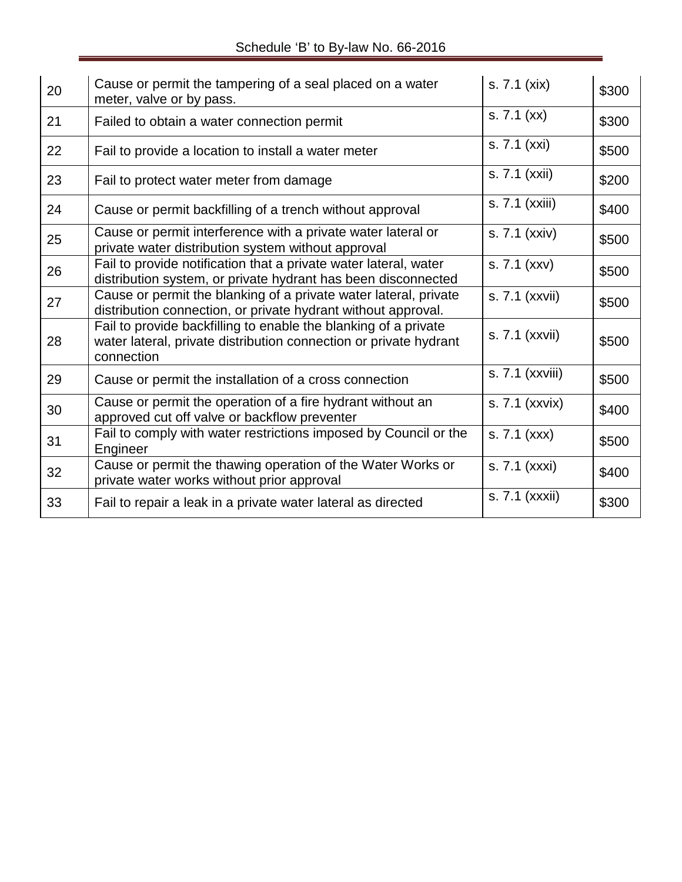| | | | |
|---|---|---|---|
| 20 | Cause or permit the tampering of a seal placed on a water meter, valve or by pass. | s. 7.1 (xix) | $300 |
| 21 | Failed to obtain a water connection permit | s. 7.1 (xx) | $300 |
| 22 | Fail to provide a location to install a water meter | s. 7.1 (xxi) | $500 |
| 23 | Fail to protect water meter from damage | s. 7.1 (xxii) | $200 |
| 24 | Cause or permit backfilling of a trench without approval | s. 7.1 (xxiii) | $400 |
| 25 | Cause or permit interference with a private water lateral or private water distribution system without approval | s. 7.1 (xxiv) | $500 |
| 26 | Fail to provide notification that a private water lateral, water distribution system, or private hydrant has been disconnected | s. 7.1 (xxv) | $500 |
| 27 | Cause or permit the blanking of a private water lateral, private distribution connection, or private hydrant without approval. | s. 7.1 (xxvii) | $500 |
| 28 | Fail to provide backfilling to enable the blanking of a private water lateral, private distribution connection or private hydrant connection | s. 7.1 (xxvii) | $500 |
| 29 | Cause or permit the installation of a cross connection | s. 7.1 (xxviii) | $500 |
| 30 | Cause or permit the operation of a fire hydrant without an approved cut off valve or backflow preventer | s. 7.1 (xxvix) | $400 |
| 31 | Fail to comply with water restrictions imposed by Council or the Engineer | s. 7.1 (xxx) | $500 |
| 32 | Cause or permit the thawing operation of the Water Works or private water works without prior approval | s. 7.1 (xxxi) | $400 |
| 33 | Fail to repair a leak in a private water lateral as directed | s. 7.1 (xxxii) | $300 |